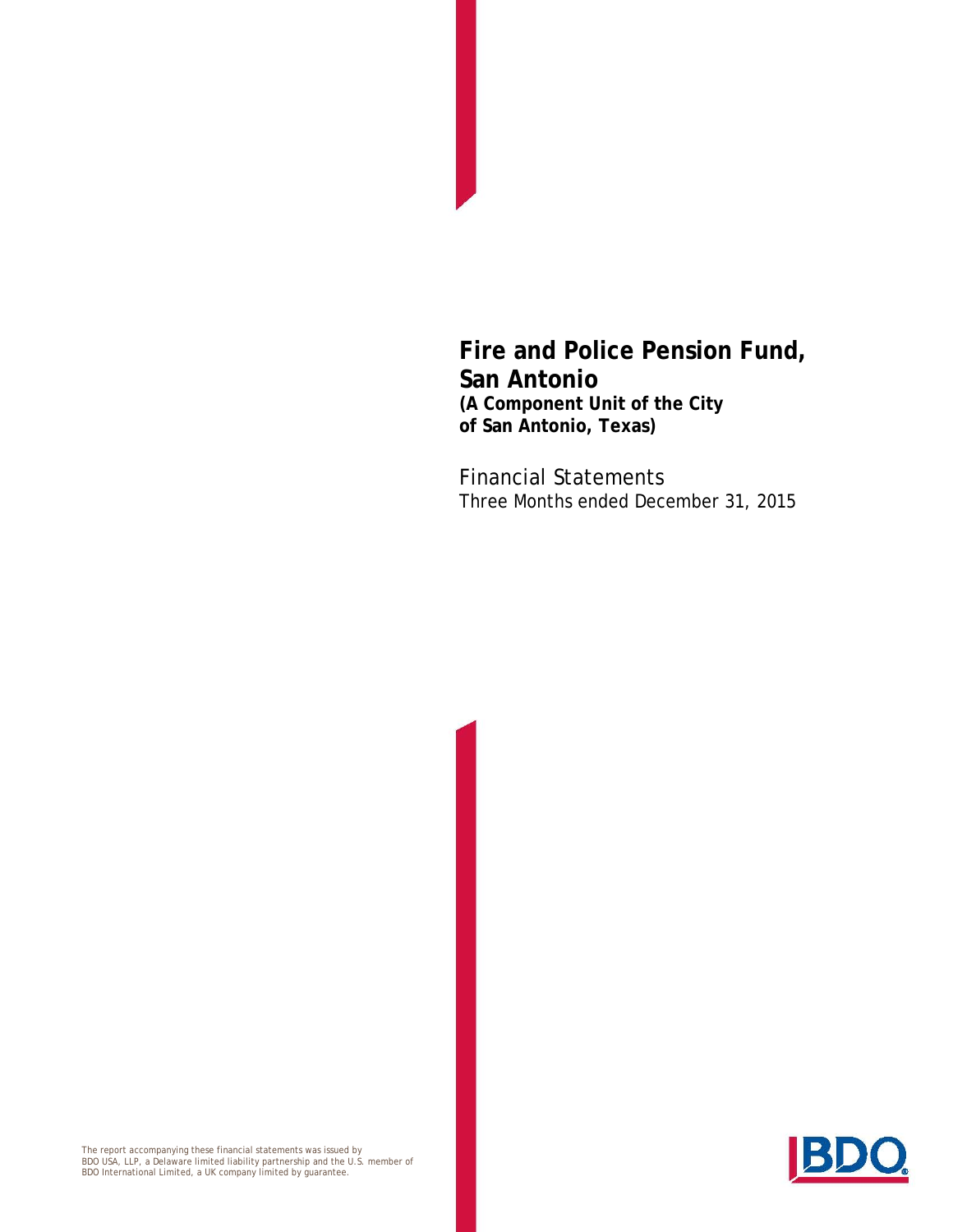# Fire and Police Pension Fund, San Antonio

**(A Component Unit of the City of San Antonio, Texas)**

Financial Statements
Three Months ended December 31, 2015

The report accompanying these financial statements was issued by BDO USA, LLP, a Delaware limited liability partnership and the U.S. member of BDO International Limited, a UK company limited by guarantee.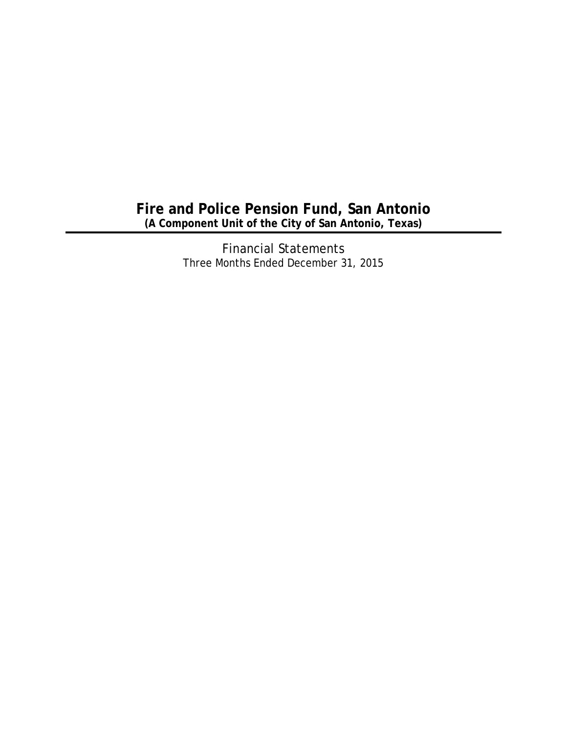# Fire and Police Pension Fund, San Antonio

**(A Component Unit of the City of San Antonio, Texas)**

---

Financial Statements

Three Months Ended December 31, 2015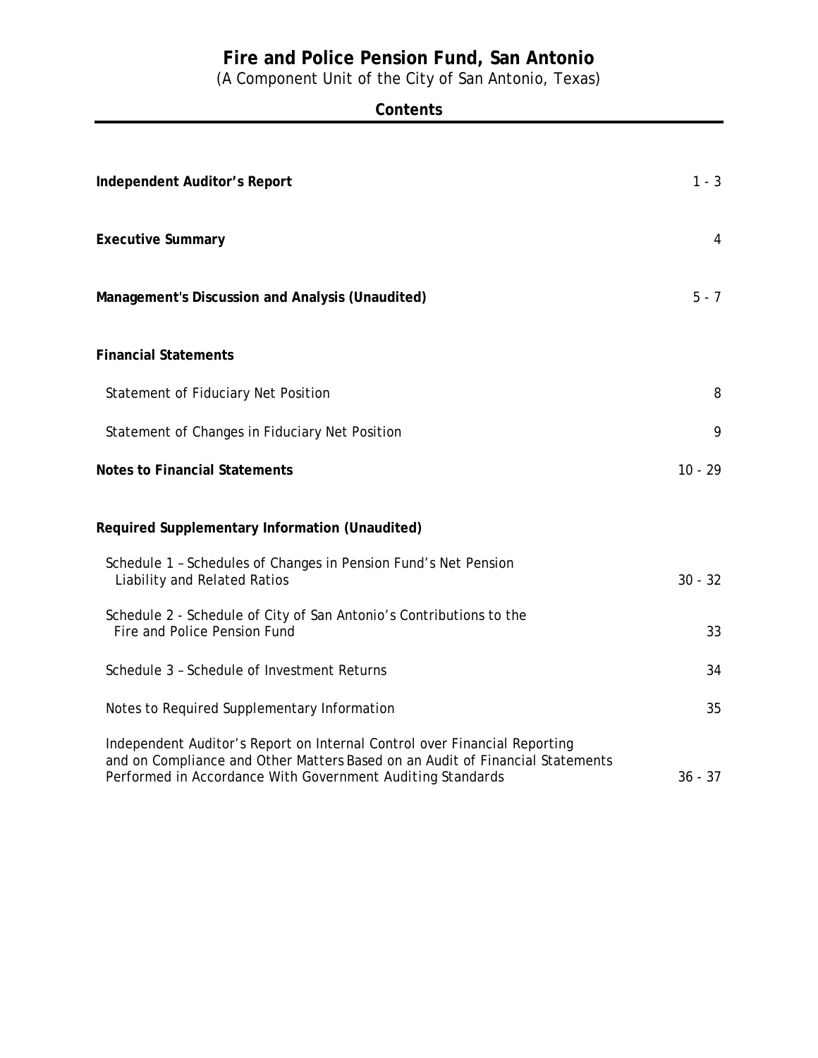# Fire and Police Pension Fund, San Antonio

(A Component Unit of the City of San Antonio, Texas)

## Contents

| | |
|---|---|
| **Independent Auditor's Report** | 1 - 3 |
| **Executive Summary** | 4 |
| **Management's Discussion and Analysis (Unaudited)** | 5 - 7 |
| **Financial Statements** | |
| Statement of Fiduciary Net Position | 8 |
| Statement of Changes in Fiduciary Net Position | 9 |
| **Notes to Financial Statements** | 10 - 29 |
| **Required Supplementary Information (Unaudited)** | |
| Schedule 1 – Schedules of Changes in Pension Fund's Net Pension Liability and Related Ratios | 30 - 32 |
| Schedule 2 - Schedule of City of San Antonio's Contributions to the Fire and Police Pension Fund | 33 |
| Schedule 3 – Schedule of Investment Returns | 34 |
| Notes to Required Supplementary Information | 35 |
| Independent Auditor's Report on Internal Control over Financial Reporting and on Compliance and Other Matters Based on an Audit of Financial Statements Performed in Accordance With Government Auditing Standards | 36 - 37 |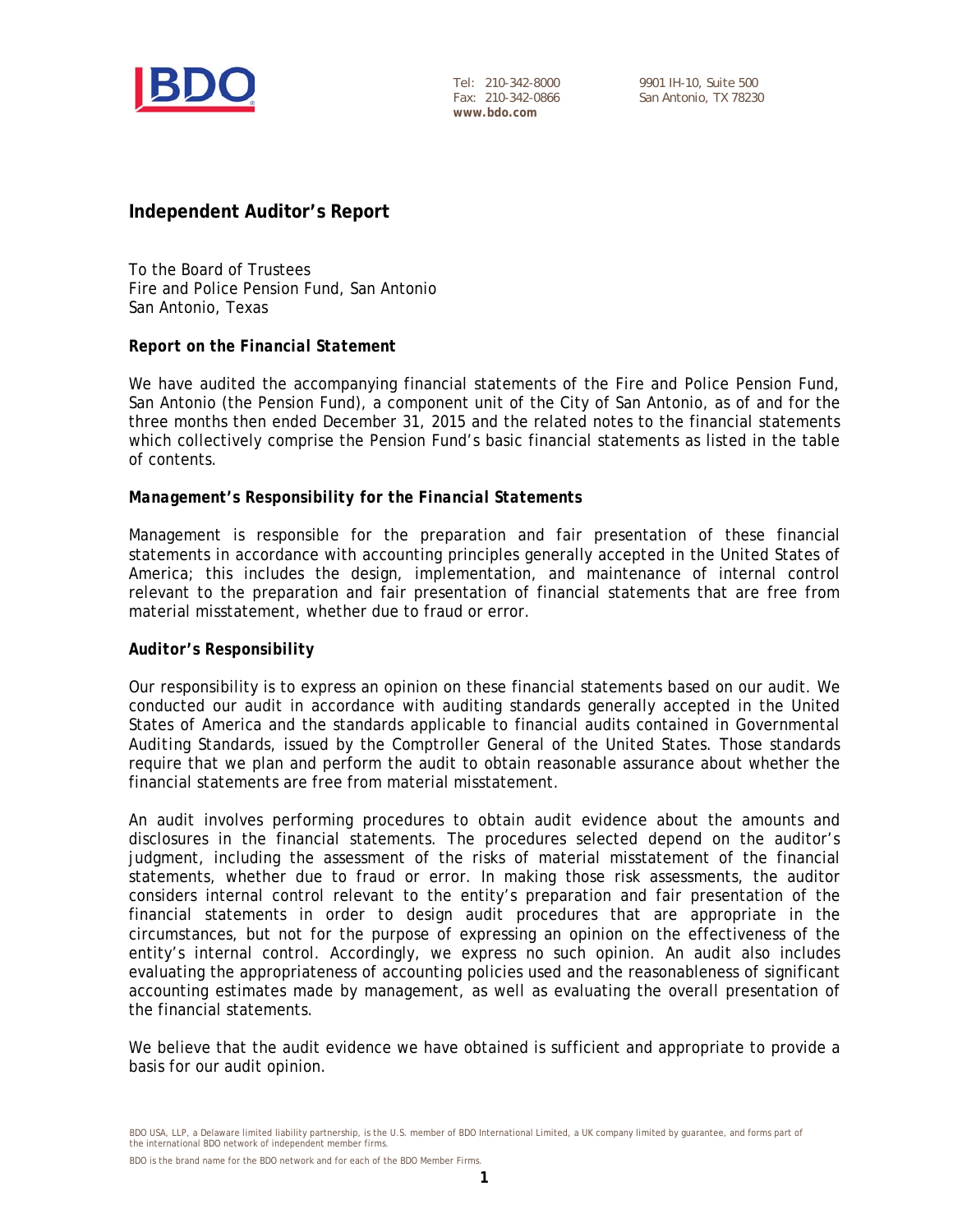Tel: 210-342-8000
Fax: 210-342-0866
**www.bdo.com**

9901 IH-10, Suite 500
San Antonio, TX 78230

## Independent Auditor's Report

To the Board of Trustees
Fire and Police Pension Fund, San Antonio
San Antonio, Texas

***Report on the Financial Statement***

We have audited the accompanying financial statements of the Fire and Police Pension Fund, San Antonio (the Pension Fund), a component unit of the City of San Antonio, as of and for the three months then ended December 31, 2015 and the related notes to the financial statements which collectively comprise the Pension Fund's basic financial statements as listed in the table of contents.

***Management's Responsibility for the Financial Statements***

Management is responsible for the preparation and fair presentation of these financial statements in accordance with accounting principles generally accepted in the United States of America; this includes the design, implementation, and maintenance of internal control relevant to the preparation and fair presentation of financial statements that are free from material misstatement, whether due to fraud or error.

***Auditor's Responsibility***

Our responsibility is to express an opinion on these financial statements based on our audit. We conducted our audit in accordance with auditing standards generally accepted in the United States of America and the standards applicable to financial audits contained in Governmental Auditing Standards, issued by the Comptroller General of the United States. Those standards require that we plan and perform the audit to obtain reasonable assurance about whether the financial statements are free from material misstatement.

An audit involves performing procedures to obtain audit evidence about the amounts and disclosures in the financial statements. The procedures selected depend on the auditor's judgment, including the assessment of the risks of material misstatement of the financial statements, whether due to fraud or error. In making those risk assessments, the auditor considers internal control relevant to the entity's preparation and fair presentation of the financial statements in order to design audit procedures that are appropriate in the circumstances, but not for the purpose of expressing an opinion on the effectiveness of the entity's internal control. Accordingly, we express no such opinion. An audit also includes evaluating the appropriateness of accounting policies used and the reasonableness of significant accounting estimates made by management, as well as evaluating the overall presentation of the financial statements.

We believe that the audit evidence we have obtained is sufficient and appropriate to provide a basis for our audit opinion.

BDO USA, LLP, a Delaware limited liability partnership, is the U.S. member of BDO International Limited, a UK company limited by guarantee, and forms part of the international BDO network of independent member firms.

BDO is the brand name for the BDO network and for each of the BDO Member Firms.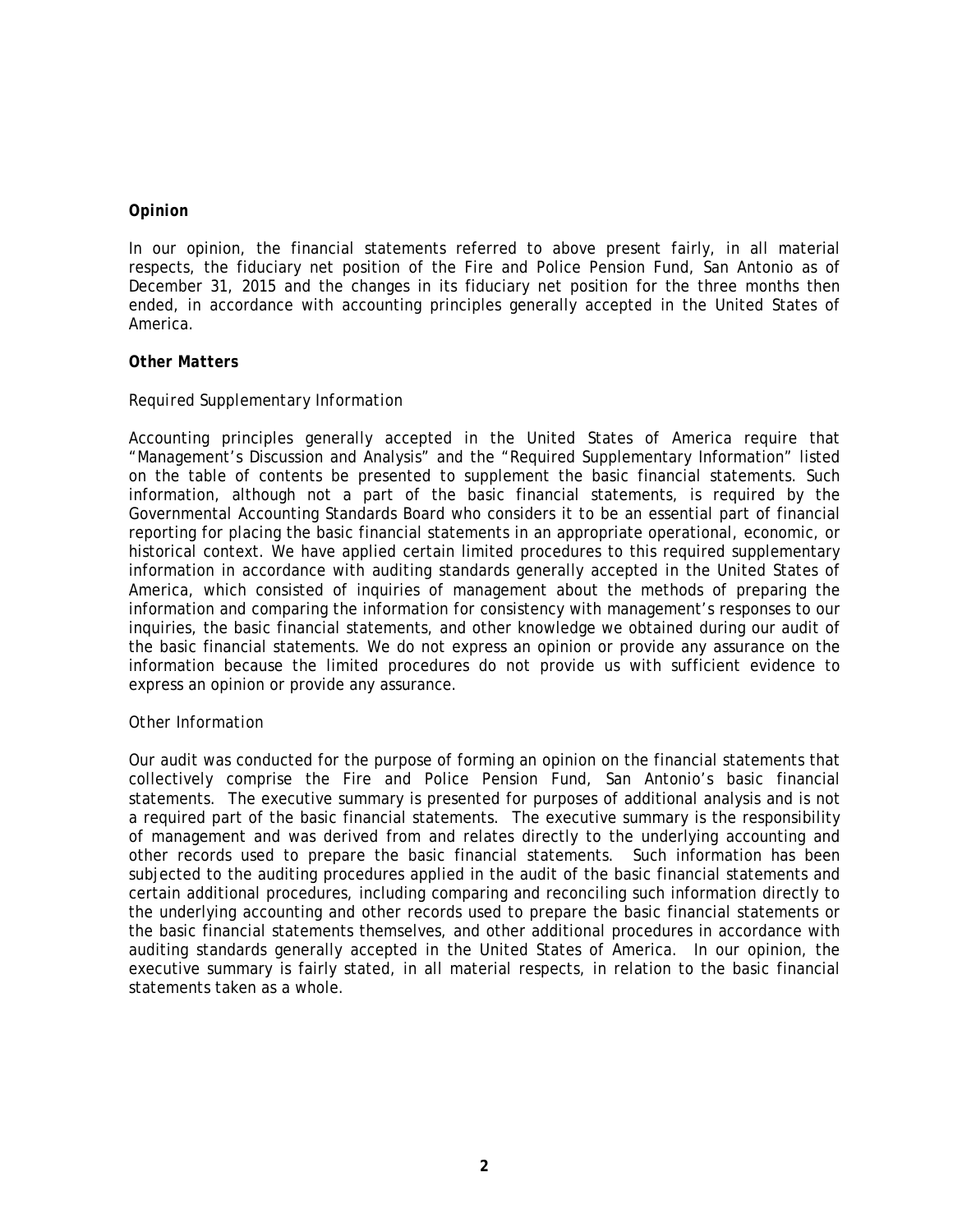**Opinion**

In our opinion, the financial statements referred to above present fairly, in all material respects, the fiduciary net position of the Fire and Police Pension Fund, San Antonio as of December 31, 2015 and the changes in its fiduciary net position for the three months then ended, in accordance with accounting principles generally accepted in the United States of America.

**Other Matters**

*Required Supplementary Information*

Accounting principles generally accepted in the United States of America require that "Management's Discussion and Analysis" and the "Required Supplementary Information" listed on the table of contents be presented to supplement the basic financial statements. Such information, although not a part of the basic financial statements, is required by the Governmental Accounting Standards Board who considers it to be an essential part of financial reporting for placing the basic financial statements in an appropriate operational, economic, or historical context. We have applied certain limited procedures to this required supplementary information in accordance with auditing standards generally accepted in the United States of America, which consisted of inquiries of management about the methods of preparing the information and comparing the information for consistency with management's responses to our inquiries, the basic financial statements, and other knowledge we obtained during our audit of the basic financial statements. We do not express an opinion or provide any assurance on the information because the limited procedures do not provide us with sufficient evidence to express an opinion or provide any assurance.

*Other Information*

Our audit was conducted for the purpose of forming an opinion on the financial statements that collectively comprise the Fire and Police Pension Fund, San Antonio's basic financial statements. The executive summary is presented for purposes of additional analysis and is not a required part of the basic financial statements. The executive summary is the responsibility of management and was derived from and relates directly to the underlying accounting and other records used to prepare the basic financial statements. Such information has been subjected to the auditing procedures applied in the audit of the basic financial statements and certain additional procedures, including comparing and reconciling such information directly to the underlying accounting and other records used to prepare the basic financial statements or the basic financial statements themselves, and other additional procedures in accordance with auditing standards generally accepted in the United States of America. In our opinion, the executive summary is fairly stated, in all material respects, in relation to the basic financial statements taken as a whole.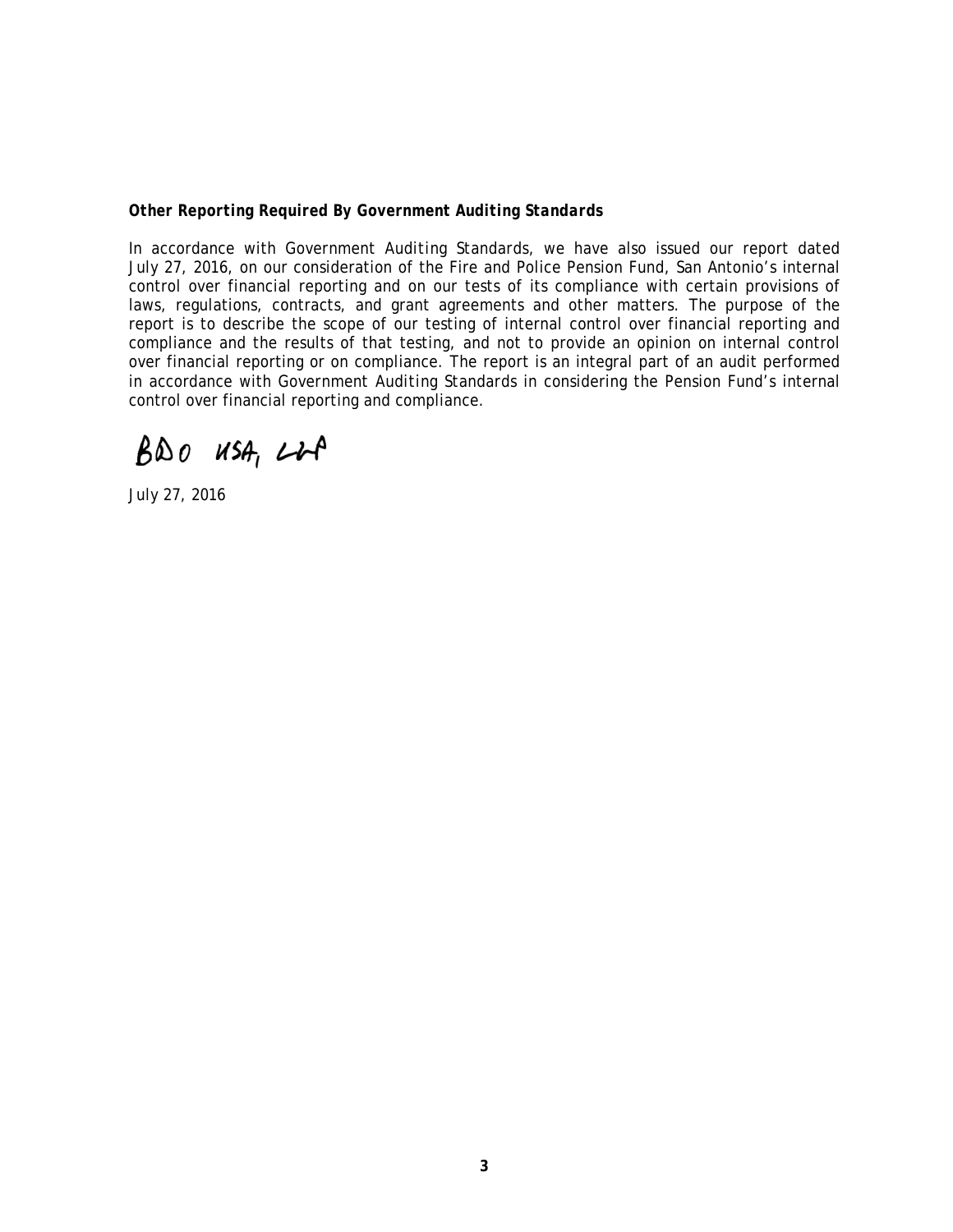***Other Reporting Required By Government Auditing Standards***

In accordance with Government Auditing Standards, we have also issued our report dated July 27, 2016, on our consideration of the Fire and Police Pension Fund, San Antonio's internal control over financial reporting and on our tests of its compliance with certain provisions of laws, regulations, contracts, and grant agreements and other matters. The purpose of the report is to describe the scope of our testing of internal control over financial reporting and compliance and the results of that testing, and not to provide an opinion on internal control over financial reporting or on compliance. The report is an integral part of an audit performed in accordance with Government Auditing Standards in considering the Pension Fund's internal control over financial reporting and compliance.

BDO USA, LLP

July 27, 2016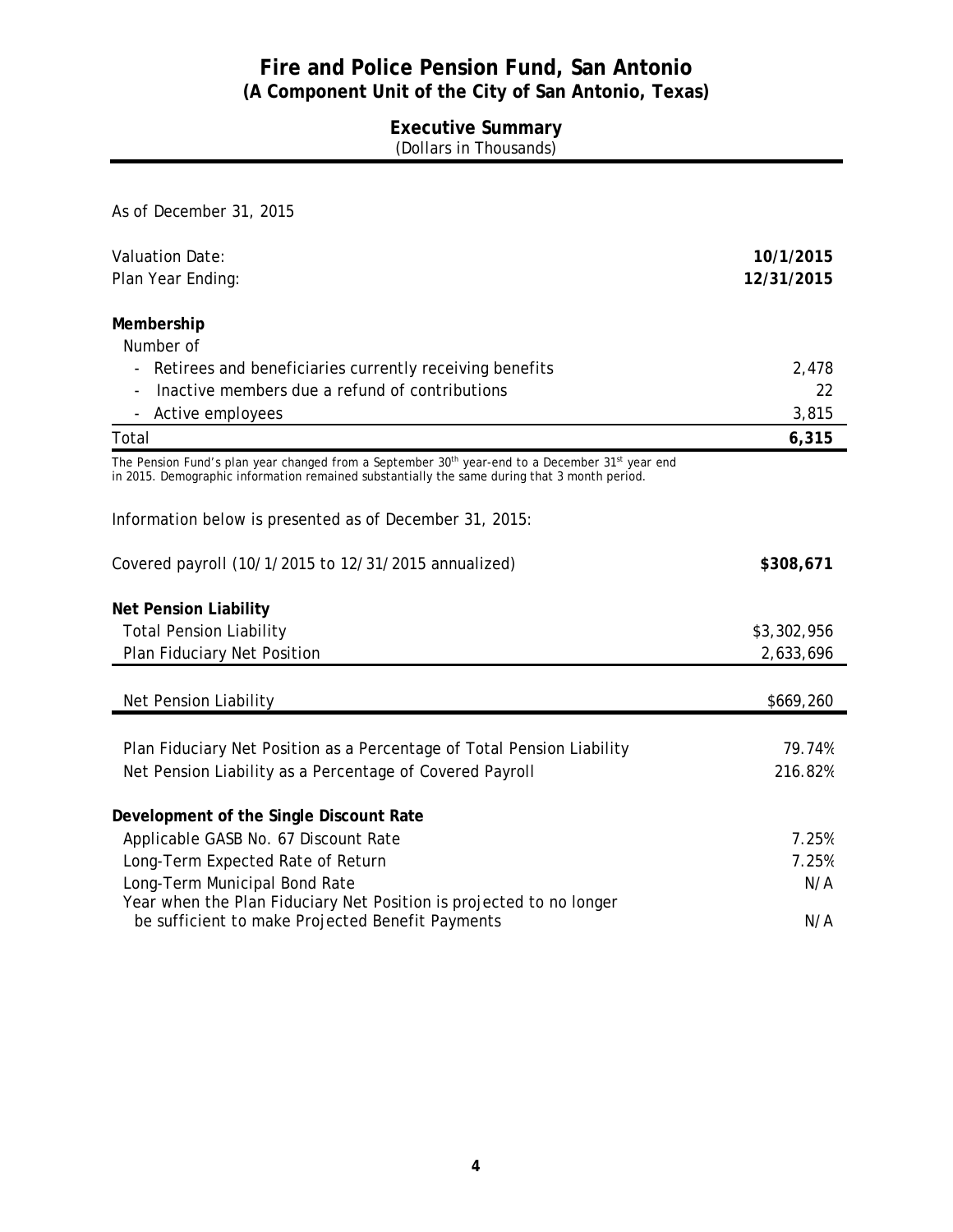# Fire and Police Pension Fund, San Antonio
## (A Component Unit of the City of San Antonio, Texas)

### Executive Summary
(Dollars in Thousands)

As of December 31, 2015

| | |
|---|---|
| Valuation Date: | **10/1/2015** |
| Plan Year Ending: | **12/31/2015** |

**Membership**

| Number of | |
|---|---|
| - Retirees and beneficiaries currently receiving benefits | 2,478 |
| - Inactive members due a refund of contributions | 22 |
| - Active employees | 3,815 |
| Total | **6,315** |

The Pension Fund's plan year changed from a September 30th year-end to a December 31st year end in 2015. Demographic information remained substantially the same during that 3 month period.

Information below is presented as of December 31, 2015:

| | |
|---|---|
| Covered payroll (10/1/2015 to 12/31/2015 annualized) | **$308,671** |

**Net Pension Liability**

| | |
|---|---|
| Total Pension Liability | $3,302,956 |
| Plan Fiduciary Net Position | 2,633,696 |
| Net Pension Liability | $669,260 |
| Plan Fiduciary Net Position as a Percentage of Total Pension Liability | 79.74% |
| Net Pension Liability as a Percentage of Covered Payroll | 216.82% |

**Development of the Single Discount Rate**

| | |
|---|---|
| Applicable GASB No. 67 Discount Rate | 7.25% |
| Long-Term Expected Rate of Return | 7.25% |
| Long-Term Municipal Bond Rate | N/A |
| Year when the Plan Fiduciary Net Position is projected to no longer be sufficient to make Projected Benefit Payments | N/A |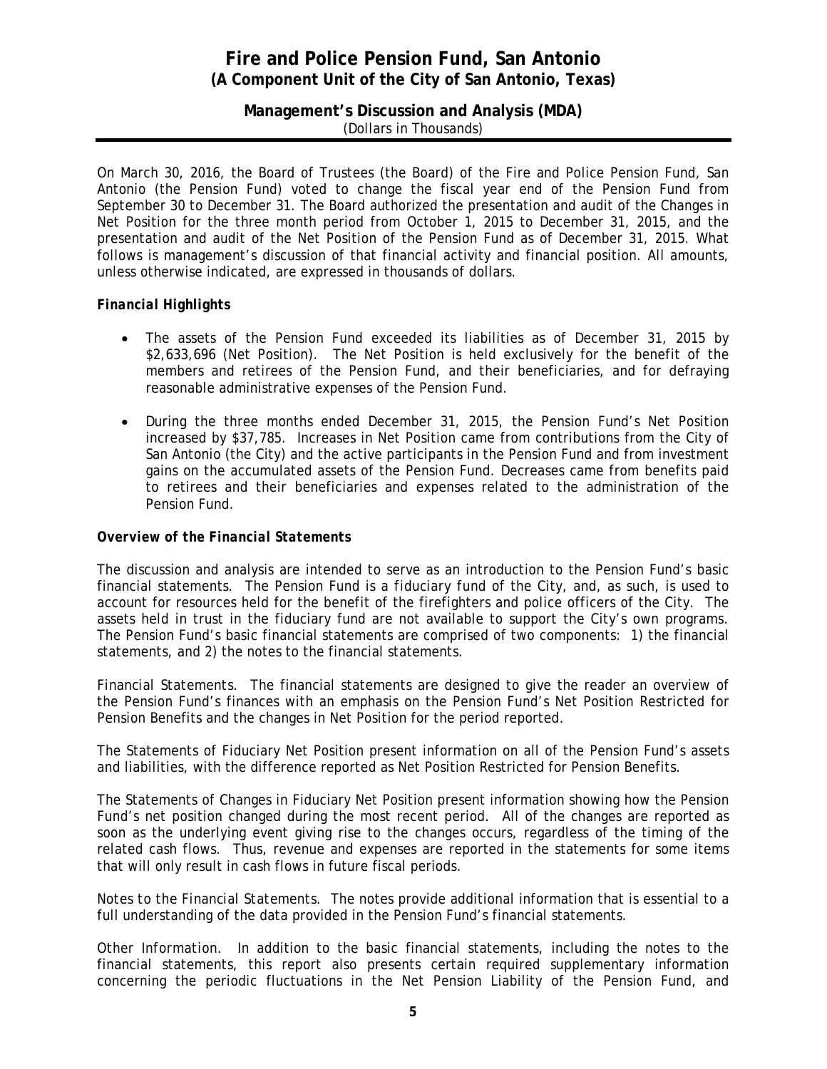# Fire and Police Pension Fund, San Antonio
**(A Component Unit of the City of San Antonio, Texas)**

**Management's Discussion and Analysis (MDA)**
(Dollars in Thousands)

On March 30, 2016, the Board of Trustees (the Board) of the Fire and Police Pension Fund, San Antonio (the Pension Fund) voted to change the fiscal year end of the Pension Fund from September 30 to December 31. The Board authorized the presentation and audit of the Changes in Net Position for the three month period from October 1, 2015 to December 31, 2015, and the presentation and audit of the Net Position of the Pension Fund as of December 31, 2015. What follows is management's discussion of that financial activity and financial position. All amounts, unless otherwise indicated, are expressed in thousands of dollars.

***Financial Highlights***

- The assets of the Pension Fund exceeded its liabilities as of December 31, 2015 by $2,633,696 (Net Position). The Net Position is held exclusively for the benefit of the members and retirees of the Pension Fund, and their beneficiaries, and for defraying reasonable administrative expenses of the Pension Fund.

- During the three months ended December 31, 2015, the Pension Fund's Net Position increased by $37,785. Increases in Net Position came from contributions from the City of San Antonio (the City) and the active participants in the Pension Fund and from investment gains on the accumulated assets of the Pension Fund. Decreases came from benefits paid to retirees and their beneficiaries and expenses related to the administration of the Pension Fund.

***Overview of the Financial Statements***

The discussion and analysis are intended to serve as an introduction to the Pension Fund's basic financial statements. The Pension Fund is a fiduciary fund of the City, and, as such, is used to account for resources held for the benefit of the firefighters and police officers of the City. The assets held in trust in the fiduciary fund are not available to support the City's own programs. The Pension Fund's basic financial statements are comprised of two components: 1) the financial statements, and 2) the notes to the financial statements.

*Financial Statements.* The financial statements are designed to give the reader an overview of the Pension Fund's finances with an emphasis on the Pension Fund's Net Position Restricted for Pension Benefits and the changes in Net Position for the period reported.

The Statements of Fiduciary Net Position present information on all of the Pension Fund's assets and liabilities, with the difference reported as Net Position Restricted for Pension Benefits.

The Statements of Changes in Fiduciary Net Position present information showing how the Pension Fund's net position changed during the most recent period. All of the changes are reported as soon as the underlying event giving rise to the changes occurs, regardless of the timing of the related cash flows. Thus, revenue and expenses are reported in the statements for some items that will only result in cash flows in future fiscal periods.

*Notes to the Financial Statements.* The notes provide additional information that is essential to a full understanding of the data provided in the Pension Fund's financial statements.

*Other Information.* In addition to the basic financial statements, including the notes to the financial statements, this report also presents certain required supplementary information concerning the periodic fluctuations in the Net Pension Liability of the Pension Fund, and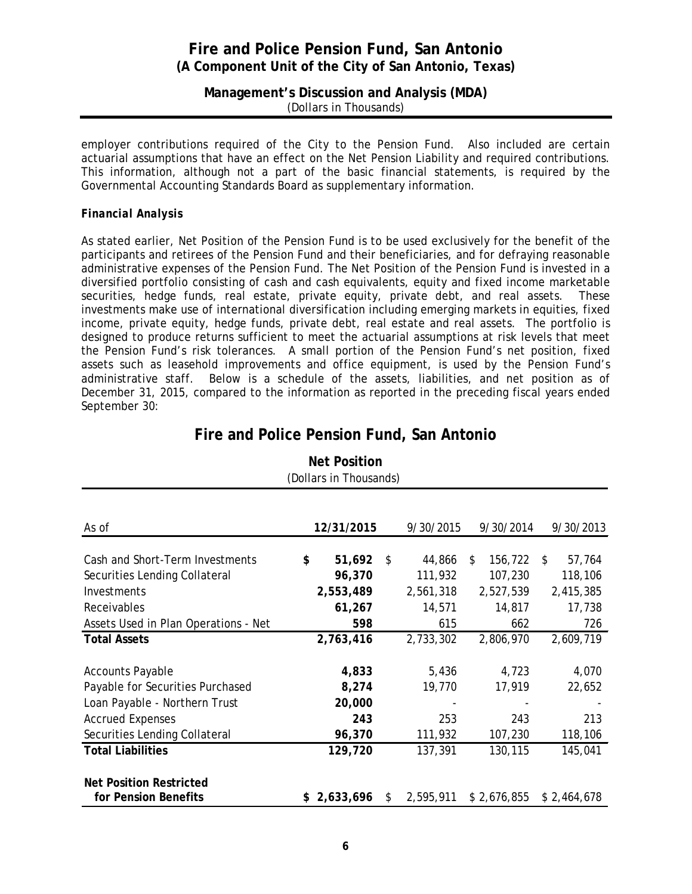employer contributions required of the City to the Pension Fund. Also included are certain actuarial assumptions that have an effect on the Net Pension Liability and required contributions. This information, although not a part of the basic financial statements, is required by the Governmental Accounting Standards Board as supplementary information.

***Financial Analysis***

As stated earlier, Net Position of the Pension Fund is to be used exclusively for the benefit of the participants and retirees of the Pension Fund and their beneficiaries, and for defraying reasonable administrative expenses of the Pension Fund. The Net Position of the Pension Fund is invested in a diversified portfolio consisting of cash and cash equivalents, equity and fixed income marketable securities, hedge funds, real estate, private equity, private debt, and real assets. These investments make use of international diversification including emerging markets in equities, fixed income, private equity, hedge funds, private debt, real estate and real assets. The portfolio is designed to produce returns sufficient to meet the actuarial assumptions at risk levels that meet the Pension Fund's risk tolerances. A small portion of the Pension Fund's net position, fixed assets such as leasehold improvements and office equipment, is used by the Pension Fund's administrative staff. Below is a schedule of the assets, liabilities, and net position as of December 31, 2015, compared to the information as reported in the preceding fiscal years ended September 30:

## Fire and Police Pension Fund, San Antonio

**Net Position**
(Dollars in Thousands)

| As of | **12/31/2015** | 9/30/2015 | 9/30/2014 | 9/30/2013 |
|---|---|---|---|---|
| Cash and Short-Term Investments | **$ 51,692** | $ 44,866 | $ 156,722 | $ 57,764 |
| Securities Lending Collateral | **96,370** | 111,932 | 107,230 | 118,106 |
| Investments | **2,553,489** | 2,561,318 | 2,527,539 | 2,415,385 |
| Receivables | **61,267** | 14,571 | 14,817 | 17,738 |
| Assets Used in Plan Operations - Net | **598** | 615 | 662 | 726 |
| **Total Assets** | **2,763,416** | 2,733,302 | 2,806,970 | 2,609,719 |
| Accounts Payable | **4,833** | 5,436 | 4,723 | 4,070 |
| Payable for Securities Purchased | **8,274** | 19,770 | 17,919 | 22,652 |
| Loan Payable - Northern Trust | **20,000** | - | - | - |
| Accrued Expenses | **243** | 253 | 243 | 213 |
| Securities Lending Collateral | **96,370** | 111,932 | 107,230 | 118,106 |
| **Total Liabilities** | **129,720** | 137,391 | 130,115 | 145,041 |
| **Net Position Restricted for Pension Benefits** | **$ 2,633,696** | $ 2,595,911 | $ 2,676,855 | $ 2,464,678 |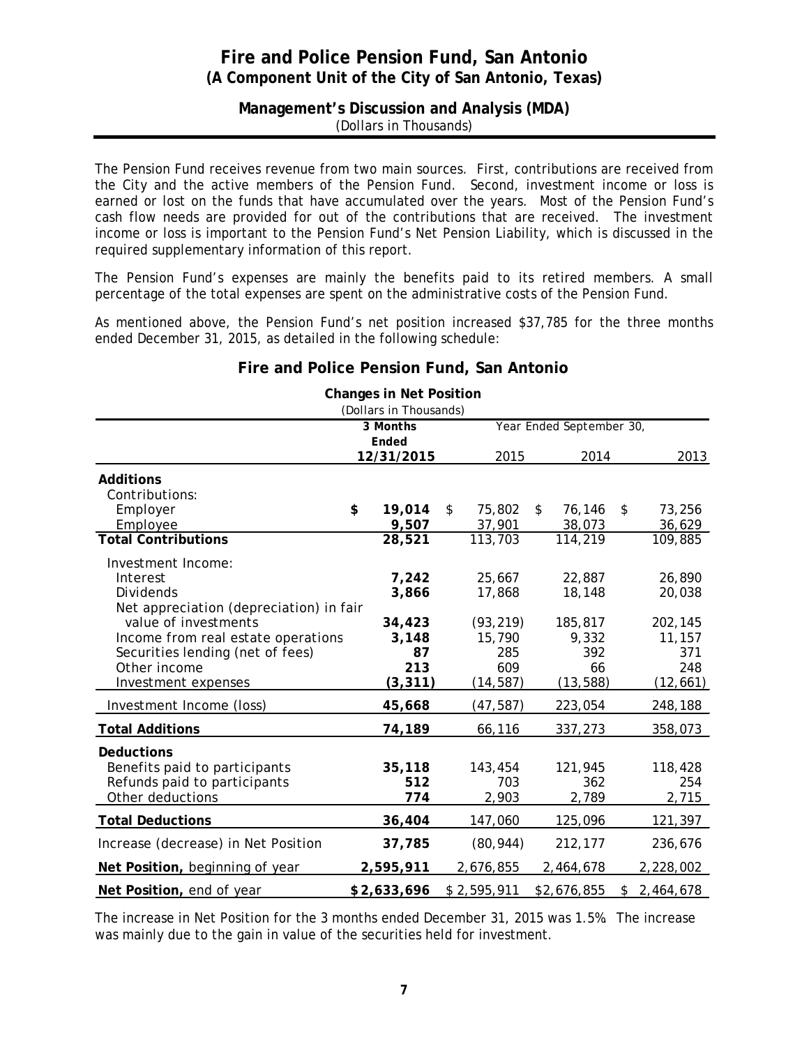# Fire and Police Pension Fund, San Antonio
## (A Component Unit of the City of San Antonio, Texas)

### Management's Discussion and Analysis (MDA)
(Dollars in Thousands)

The Pension Fund receives revenue from two main sources. First, contributions are received from the City and the active members of the Pension Fund. Second, investment income or loss is earned or lost on the funds that have accumulated over the years. Most of the Pension Fund's cash flow needs are provided for out of the contributions that are received. The investment income or loss is important to the Pension Fund's Net Pension Liability, which is discussed in the required supplementary information of this report.

The Pension Fund's expenses are mainly the benefits paid to its retired members. A small percentage of the total expenses are spent on the administrative costs of the Pension Fund.

As mentioned above, the Pension Fund's net position increased $37,785 for the three months ended December 31, 2015, as detailed in the following schedule:

## Fire and Police Pension Fund, San Antonio

**Changes in Net Position**
(Dollars in Thousands)

| | 3 Months Ended 12/31/2015 | Year Ended September 30, 2015 | 2014 | 2013 |
|---|---|---|---|---|
| **Additions** | | | | |
| Contributions: | | | | |
| Employer | **$ 19,014** | $ 75,802 | $ 76,146 | $ 73,256 |
| Employee | **9,507** | 37,901 | 38,073 | 36,629 |
| **Total Contributions** | **28,521** | 113,703 | 114,219 | 109,885 |
| Investment Income: | | | | |
| Interest | **7,242** | 25,667 | 22,887 | 26,890 |
| Dividends | **3,866** | 17,868 | 18,148 | 20,038 |
| Net appreciation (depreciation) in fair value of investments | **34,423** | (93,219) | 185,817 | 202,145 |
| Income from real estate operations | **3,148** | 15,790 | 9,332 | 11,157 |
| Securities lending (net of fees) | **87** | 285 | 392 | 371 |
| Other income | **213** | 609 | 66 | 248 |
| Investment expenses | **(3,311)** | (14,587) | (13,588) | (12,661) |
| Investment Income (loss) | **45,668** | (47,587) | 223,054 | 248,188 |
| **Total Additions** | **74,189** | 66,116 | 337,273 | 358,073 |
| **Deductions** | | | | |
| Benefits paid to participants | **35,118** | 143,454 | 121,945 | 118,428 |
| Refunds paid to participants | **512** | 703 | 362 | 254 |
| Other deductions | **774** | 2,903 | 2,789 | 2,715 |
| **Total Deductions** | **36,404** | 147,060 | 125,096 | 121,397 |
| Increase (decrease) in Net Position | **37,785** | (80,944) | 212,177 | 236,676 |
| **Net Position,** beginning of year | **2,595,911** | 2,676,855 | 2,464,678 | 2,228,002 |
| **Net Position,** end of year | **$2,633,696** | $ 2,595,911 | $2,676,855 | $ 2,464,678 |

The increase in Net Position for the 3 months ended December 31, 2015 was 1.5%. The increase was mainly due to the gain in value of the securities held for investment.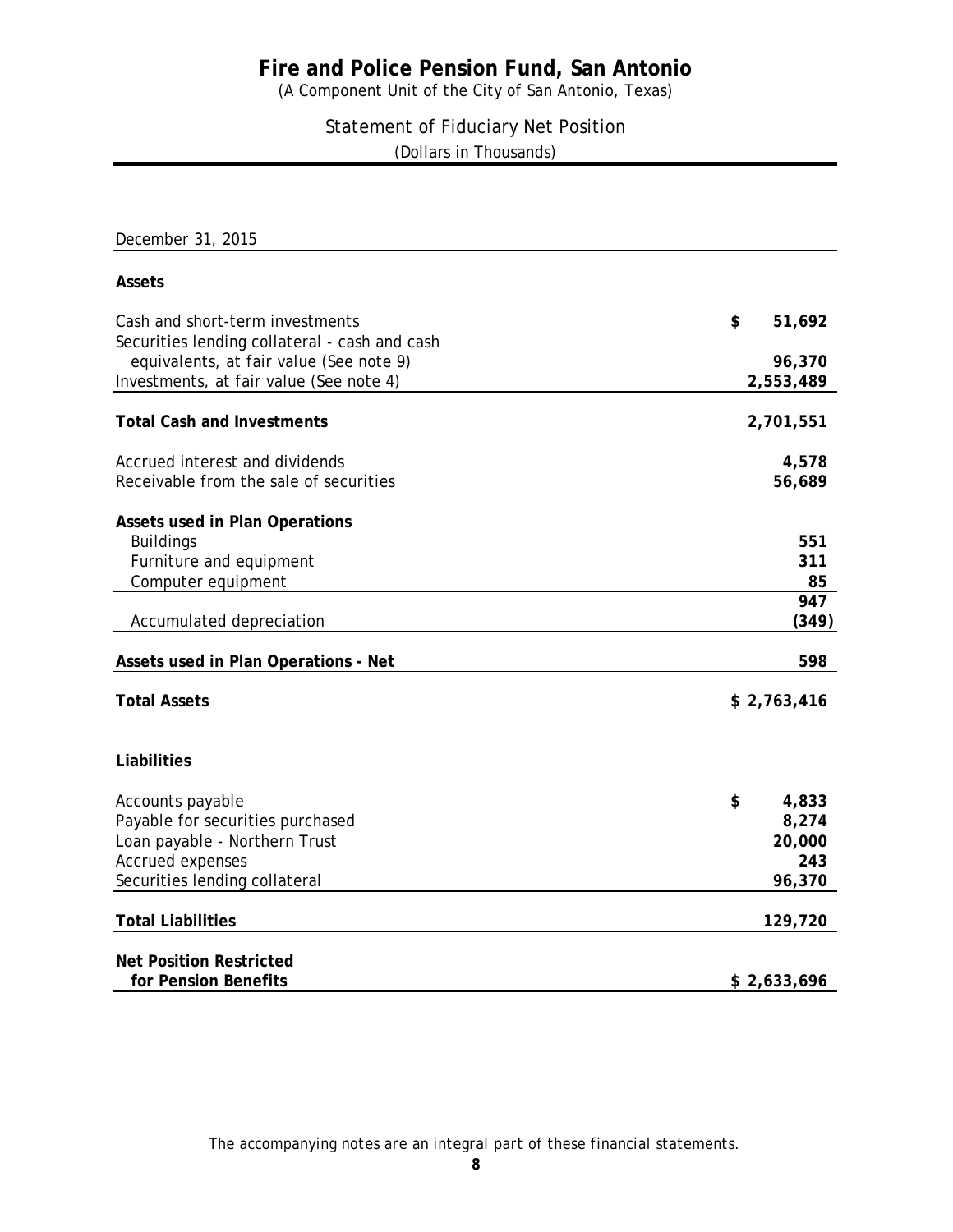# Fire and Police Pension Fund, San Antonio

(A Component Unit of the City of San Antonio, Texas)

## Statement of Fiduciary Net Position

(Dollars in Thousands)

| December 31, 2015 | |
|---|---|
| **Assets** | |
| Cash and short-term investments | **$ 51,692** |
| Securities lending collateral - cash and cash equivalents, at fair value (See note 9) | **96,370** |
| Investments, at fair value (See note 4) | **2,553,489** |
| **Total Cash and Investments** | **2,701,551** |
| Accrued interest and dividends | **4,578** |
| Receivable from the sale of securities | **56,689** |
| **Assets used in Plan Operations** | |
| Buildings | **551** |
| Furniture and equipment | **311** |
| Computer equipment | **85** |
| | **947** |
| Accumulated depreciation | **(349)** |
| **Assets used in Plan Operations - Net** | **598** |
| **Total Assets** | **$ 2,763,416** |
| **Liabilities** | |
| Accounts payable | **$ 4,833** |
| Payable for securities purchased | **8,274** |
| Loan payable - Northern Trust | **20,000** |
| Accrued expenses | **243** |
| Securities lending collateral | **96,370** |
| **Total Liabilities** | **129,720** |
| **Net Position Restricted for Pension Benefits** | **$ 2,633,696** |

*The accompanying notes are an integral part of these financial statements.*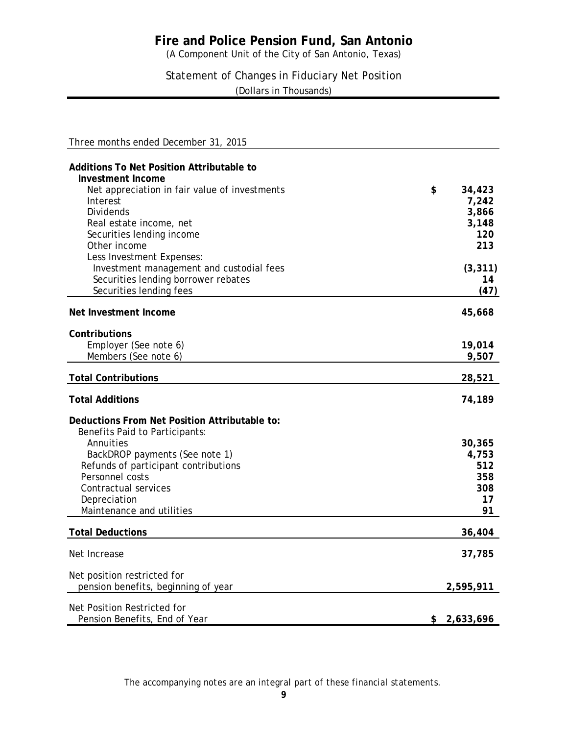# Fire and Police Pension Fund, San Antonio

(A Component Unit of the City of San Antonio, Texas)

## Statement of Changes in Fiduciary Net Position

(Dollars in Thousands)

| Three months ended December 31, 2015 | |
|---|---|
| **Additions To Net Position Attributable to** | |
| **Investment Income** | |
| Net appreciation in fair value of investments | $ 34,423 |
| Interest | 7,242 |
| Dividends | 3,866 |
| Real estate income, net | 3,148 |
| Securities lending income | 120 |
| Other income | 213 |
| Less Investment Expenses: | |
| Investment management and custodial fees | (3,311) |
| Securities lending borrower rebates | 14 |
| Securities lending fees | (47) |
| **Net Investment Income** | **45,668** |
| **Contributions** | |
| Employer (See note 6) | 19,014 |
| Members (See note 6) | 9,507 |
| **Total Contributions** | **28,521** |
| **Total Additions** | **74,189** |
| **Deductions From Net Position Attributable to:** | |
| Benefits Paid to Participants: | |
| Annuities | 30,365 |
| BackDROP payments (See note 1) | 4,753 |
| Refunds of participant contributions | 512 |
| Personnel costs | 358 |
| Contractual services | 308 |
| Depreciation | 17 |
| Maintenance and utilities | 91 |
| **Total Deductions** | **36,404** |
| Net Increase | 37,785 |
| Net position restricted for pension benefits, beginning of year | 2,595,911 |
| Net Position Restricted for Pension Benefits, End of Year | $ 2,633,696 |

*The accompanying notes are an integral part of these financial statements.*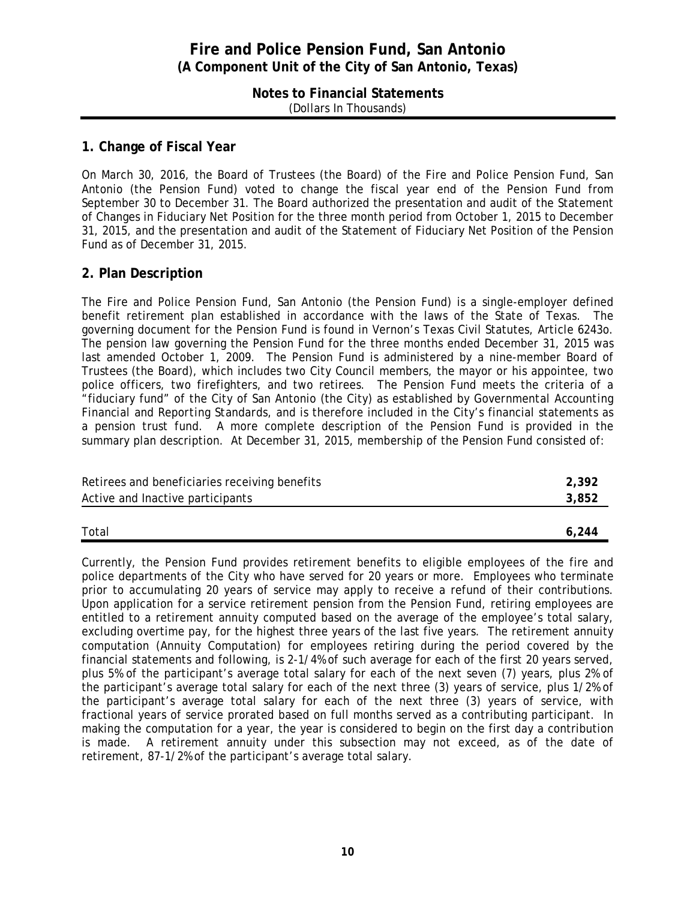# Fire and Police Pension Fund, San Antonio
## (A Component Unit of the City of San Antonio, Texas)

### Notes to Financial Statements
(Dollars In Thousands)

## 1. Change of Fiscal Year

On March 30, 2016, the Board of Trustees (the Board) of the Fire and Police Pension Fund, San Antonio (the Pension Fund) voted to change the fiscal year end of the Pension Fund from September 30 to December 31. The Board authorized the presentation and audit of the Statement of Changes in Fiduciary Net Position for the three month period from October 1, 2015 to December 31, 2015, and the presentation and audit of the Statement of Fiduciary Net Position of the Pension Fund as of December 31, 2015.

## 2. Plan Description

The Fire and Police Pension Fund, San Antonio (the Pension Fund) is a single-employer defined benefit retirement plan established in accordance with the laws of the State of Texas. The governing document for the Pension Fund is found in Vernon's Texas Civil Statutes, Article 6243o. The pension law governing the Pension Fund for the three months ended December 31, 2015 was last amended October 1, 2009. The Pension Fund is administered by a nine-member Board of Trustees (the Board), which includes two City Council members, the mayor or his appointee, two police officers, two firefighters, and two retirees. The Pension Fund meets the criteria of a "fiduciary fund" of the City of San Antonio (the City) as established by Governmental Accounting Financial and Reporting Standards, and is therefore included in the City's financial statements as a pension trust fund. A more complete description of the Pension Fund is provided in the summary plan description. At December 31, 2015, membership of the Pension Fund consisted of:

| | |
|---|---|
| Retirees and beneficiaries receiving benefits | **2,392** |
| Active and Inactive participants | **3,852** |
| Total | **6,244** |

Currently, the Pension Fund provides retirement benefits to eligible employees of the fire and police departments of the City who have served for 20 years or more. Employees who terminate prior to accumulating 20 years of service may apply to receive a refund of their contributions. Upon application for a service retirement pension from the Pension Fund, retiring employees are entitled to a retirement annuity computed based on the average of the employee's total salary, excluding overtime pay, for the highest three years of the last five years. The retirement annuity computation (Annuity Computation) for employees retiring during the period covered by the financial statements and following, is 2-1/4% of such average for each of the first 20 years served, plus 5% of the participant's average total salary for each of the next seven (7) years, plus 2% of the participant's average total salary for each of the next three (3) years of service, plus 1/2% of the participant's average total salary for each of the next three (3) years of service, with fractional years of service prorated based on full months served as a contributing participant. In making the computation for a year, the year is considered to begin on the first day a contribution is made. A retirement annuity under this subsection may not exceed, as of the date of retirement, 87-1/2% of the participant's average total salary.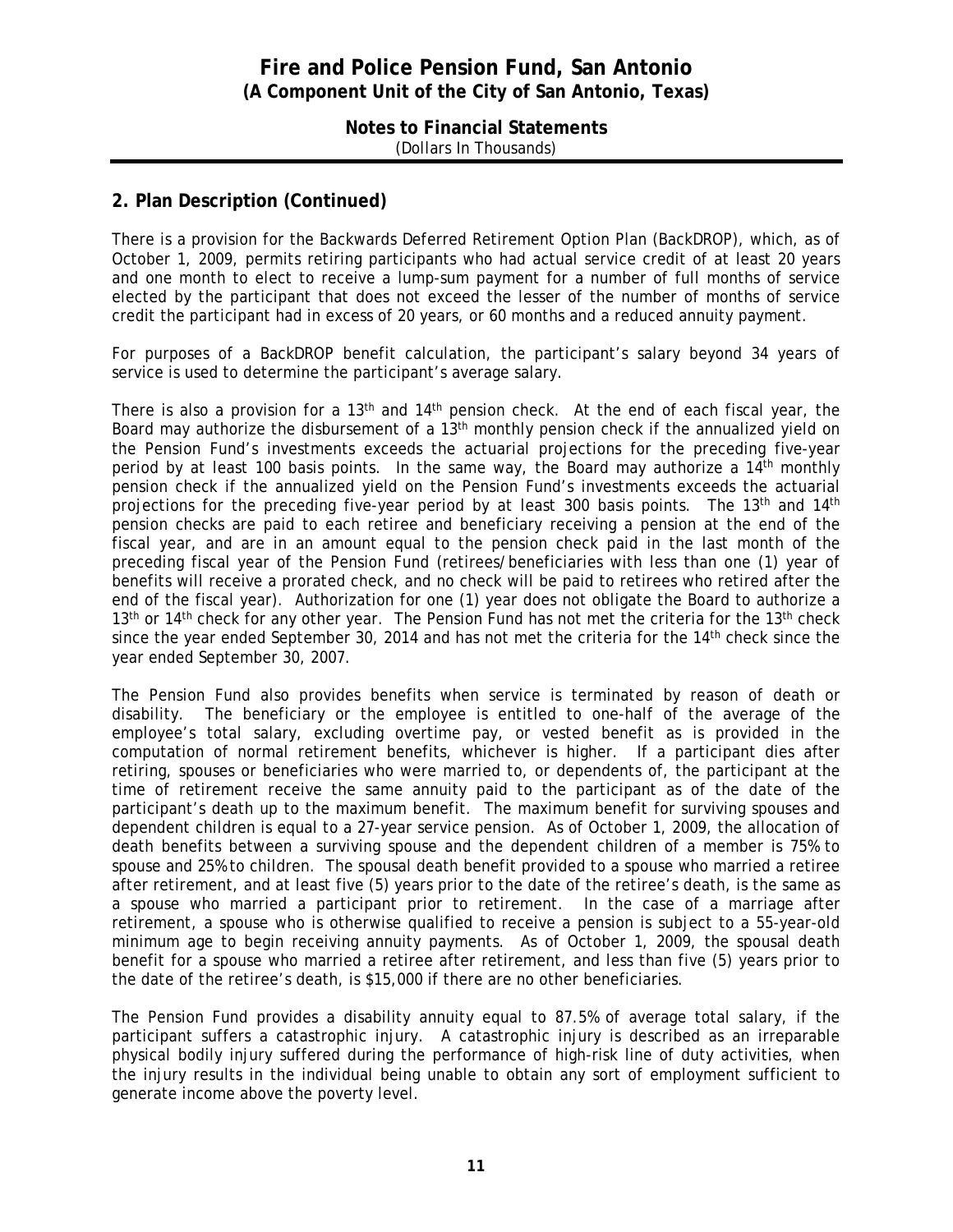## 2. Plan Description (Continued)

There is a provision for the Backwards Deferred Retirement Option Plan (BackDROP), which, as of October 1, 2009, permits retiring participants who had actual service credit of at least 20 years and one month to elect to receive a lump-sum payment for a number of full months of service elected by the participant that does not exceed the lesser of the number of months of service credit the participant had in excess of 20 years, or 60 months and a reduced annuity payment.

For purposes of a BackDROP benefit calculation, the participant's salary beyond 34 years of service is used to determine the participant's average salary.

There is also a provision for a 13th and 14th pension check. At the end of each fiscal year, the Board may authorize the disbursement of a 13th monthly pension check if the annualized yield on the Pension Fund's investments exceeds the actuarial projections for the preceding five-year period by at least 100 basis points. In the same way, the Board may authorize a 14th monthly pension check if the annualized yield on the Pension Fund's investments exceeds the actuarial projections for the preceding five-year period by at least 300 basis points. The 13th and 14th pension checks are paid to each retiree and beneficiary receiving a pension at the end of the fiscal year, and are in an amount equal to the pension check paid in the last month of the preceding fiscal year of the Pension Fund (retirees/beneficiaries with less than one (1) year of benefits will receive a prorated check, and no check will be paid to retirees who retired after the end of the fiscal year). Authorization for one (1) year does not obligate the Board to authorize a 13th or 14th check for any other year. The Pension Fund has not met the criteria for the 13th check since the year ended September 30, 2014 and has not met the criteria for the 14th check since the year ended September 30, 2007.

The Pension Fund also provides benefits when service is terminated by reason of death or disability. The beneficiary or the employee is entitled to one-half of the average of the employee's total salary, excluding overtime pay, or vested benefit as is provided in the computation of normal retirement benefits, whichever is higher. If a participant dies after retiring, spouses or beneficiaries who were married to, or dependents of, the participant at the time of retirement receive the same annuity paid to the participant as of the date of the participant's death up to the maximum benefit. The maximum benefit for surviving spouses and dependent children is equal to a 27-year service pension. As of October 1, 2009, the allocation of death benefits between a surviving spouse and the dependent children of a member is 75% to spouse and 25% to children. The spousal death benefit provided to a spouse who married a retiree after retirement, and at least five (5) years prior to the date of the retiree's death, is the same as a spouse who married a participant prior to retirement. In the case of a marriage after retirement, a spouse who is otherwise qualified to receive a pension is subject to a 55-year-old minimum age to begin receiving annuity payments. As of October 1, 2009, the spousal death benefit for a spouse who married a retiree after retirement, and less than five (5) years prior to the date of the retiree's death, is $15,000 if there are no other beneficiaries.

The Pension Fund provides a disability annuity equal to 87.5% of average total salary, if the participant suffers a catastrophic injury. A catastrophic injury is described as an irreparable physical bodily injury suffered during the performance of high-risk line of duty activities, when the injury results in the individual being unable to obtain any sort of employment sufficient to generate income above the poverty level.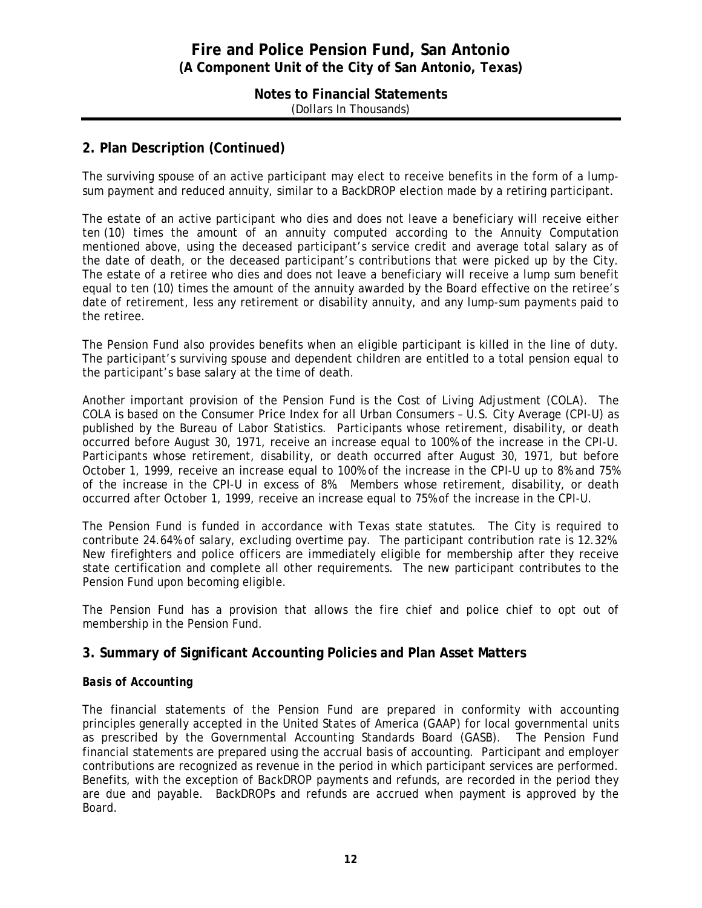## 2. Plan Description (Continued)

The surviving spouse of an active participant may elect to receive benefits in the form of a lump-sum payment and reduced annuity, similar to a BackDROP election made by a retiring participant.

The estate of an active participant who dies and does not leave a beneficiary will receive either ten (10) times the amount of an annuity computed according to the Annuity Computation mentioned above, using the deceased participant's service credit and average total salary as of the date of death, or the deceased participant's contributions that were picked up by the City. The estate of a retiree who dies and does not leave a beneficiary will receive a lump sum benefit equal to ten (10) times the amount of the annuity awarded by the Board effective on the retiree's date of retirement, less any retirement or disability annuity, and any lump-sum payments paid to the retiree.

The Pension Fund also provides benefits when an eligible participant is killed in the line of duty. The participant's surviving spouse and dependent children are entitled to a total pension equal to the participant's base salary at the time of death.

Another important provision of the Pension Fund is the Cost of Living Adjustment (COLA). The COLA is based on the Consumer Price Index for all Urban Consumers – U.S. City Average (CPI-U) as published by the Bureau of Labor Statistics. Participants whose retirement, disability, or death occurred before August 30, 1971, receive an increase equal to 100% of the increase in the CPI-U. Participants whose retirement, disability, or death occurred after August 30, 1971, but before October 1, 1999, receive an increase equal to 100% of the increase in the CPI-U up to 8% and 75% of the increase in the CPI-U in excess of 8%. Members whose retirement, disability, or death occurred after October 1, 1999, receive an increase equal to 75% of the increase in the CPI-U.

The Pension Fund is funded in accordance with Texas state statutes. The City is required to contribute 24.64% of salary, excluding overtime pay. The participant contribution rate is 12.32%. New firefighters and police officers are immediately eligible for membership after they receive state certification and complete all other requirements. The new participant contributes to the Pension Fund upon becoming eligible.

The Pension Fund has a provision that allows the fire chief and police chief to opt out of membership in the Pension Fund.

## 3. Summary of Significant Accounting Policies and Plan Asset Matters

### *Basis of Accounting*

The financial statements of the Pension Fund are prepared in conformity with accounting principles generally accepted in the United States of America (GAAP) for local governmental units as prescribed by the Governmental Accounting Standards Board (GASB). The Pension Fund financial statements are prepared using the accrual basis of accounting. Participant and employer contributions are recognized as revenue in the period in which participant services are performed. Benefits, with the exception of BackDROP payments and refunds, are recorded in the period they are due and payable. BackDROPs and refunds are accrued when payment is approved by the Board.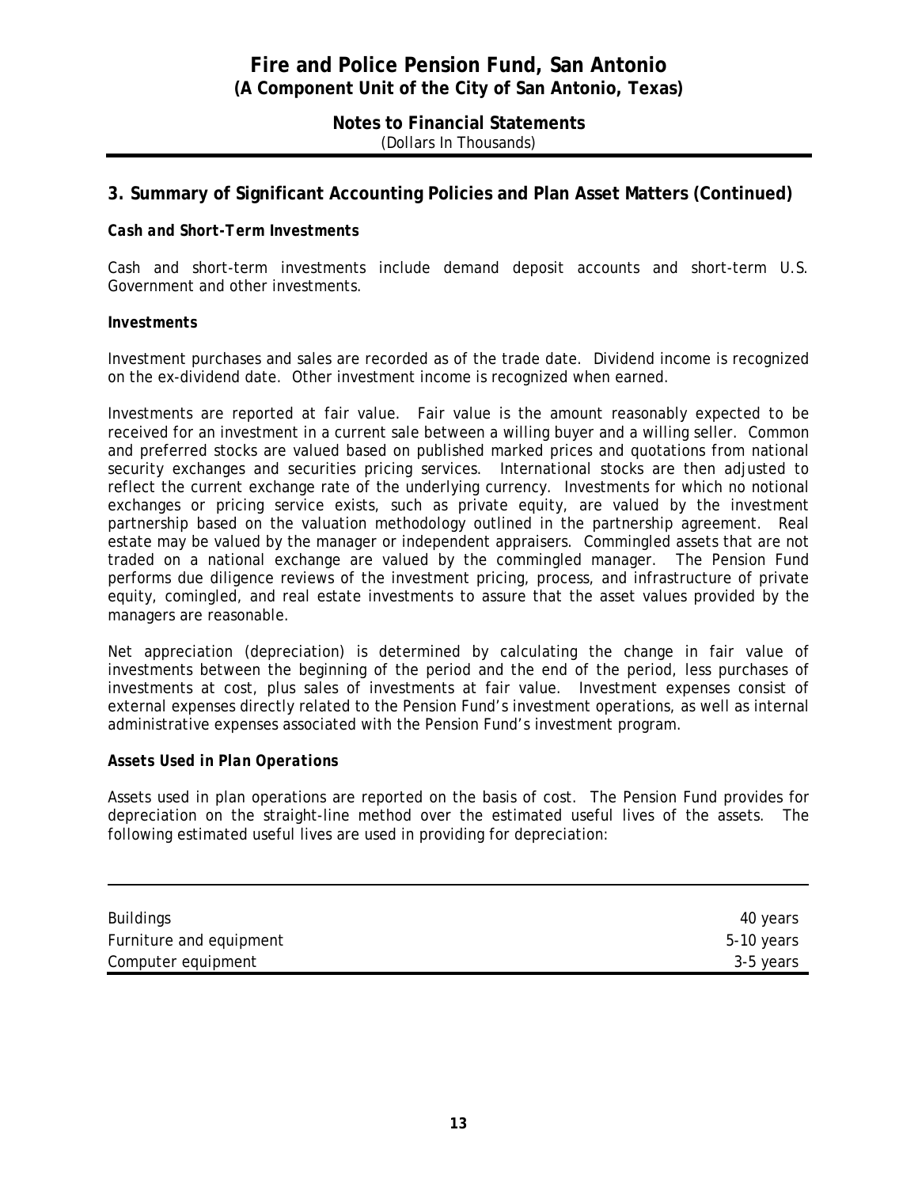# Fire and Police Pension Fund, San Antonio
## (A Component Unit of the City of San Antonio, Texas)

### Notes to Financial Statements
(Dollars In Thousands)

## 3. Summary of Significant Accounting Policies and Plan Asset Matters (Continued)

***Cash and Short-Term Investments***

Cash and short-term investments include demand deposit accounts and short-term U.S. Government and other investments.

***Investments***

Investment purchases and sales are recorded as of the trade date. Dividend income is recognized on the ex-dividend date. Other investment income is recognized when earned.

Investments are reported at fair value. Fair value is the amount reasonably expected to be received for an investment in a current sale between a willing buyer and a willing seller. Common and preferred stocks are valued based on published marked prices and quotations from national security exchanges and securities pricing services. International stocks are then adjusted to reflect the current exchange rate of the underlying currency. Investments for which no notional exchanges or pricing service exists, such as private equity, are valued by the investment partnership based on the valuation methodology outlined in the partnership agreement. Real estate may be valued by the manager or independent appraisers. Commingled assets that are not traded on a national exchange are valued by the commingled manager. The Pension Fund performs due diligence reviews of the investment pricing, process, and infrastructure of private equity, comingled, and real estate investments to assure that the asset values provided by the managers are reasonable.

Net appreciation (depreciation) is determined by calculating the change in fair value of investments between the beginning of the period and the end of the period, less purchases of investments at cost, plus sales of investments at fair value. Investment expenses consist of external expenses directly related to the Pension Fund's investment operations, as well as internal administrative expenses associated with the Pension Fund's investment program.

***Assets Used in Plan Operations***

Assets used in plan operations are reported on the basis of cost. The Pension Fund provides for depreciation on the straight-line method over the estimated useful lives of the assets. The following estimated useful lives are used in providing for depreciation:

| | |
|---|---|
| Buildings | 40 years |
| Furniture and equipment | 5-10 years |
| Computer equipment | 3-5 years |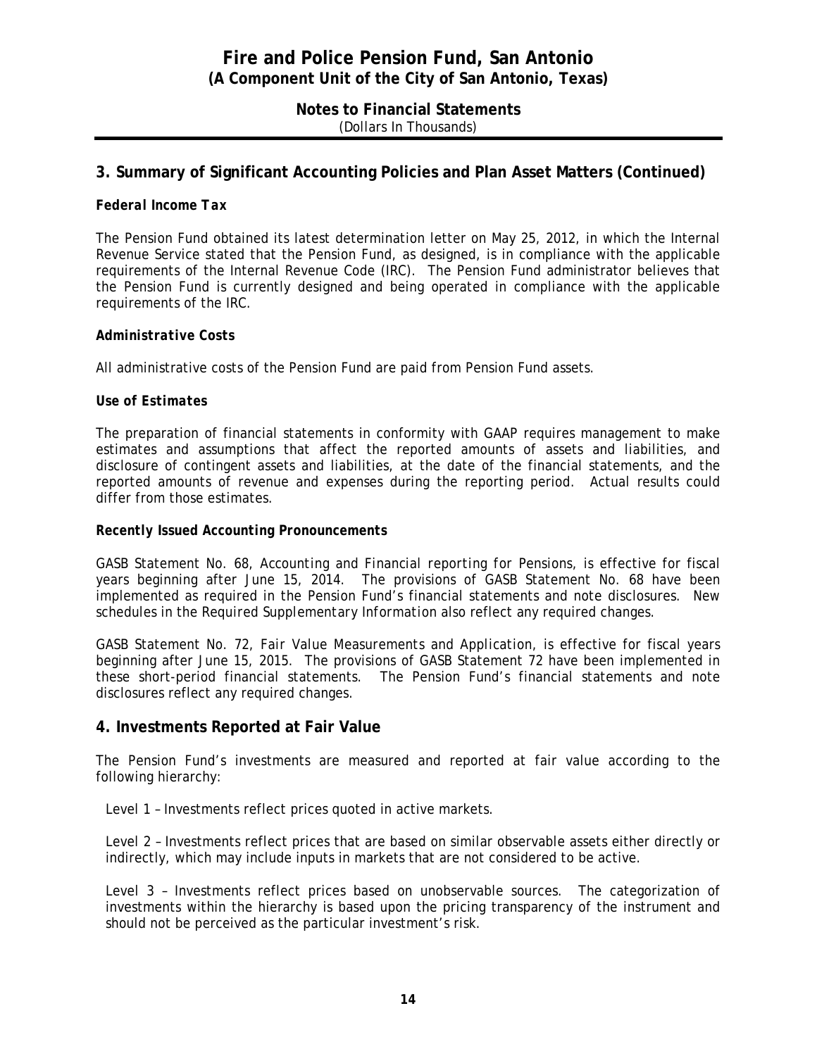## 3. Summary of Significant Accounting Policies and Plan Asset Matters (Continued)

***Federal Income Tax***

The Pension Fund obtained its latest determination letter on May 25, 2012, in which the Internal Revenue Service stated that the Pension Fund, as designed, is in compliance with the applicable requirements of the Internal Revenue Code (IRC). The Pension Fund administrator believes that the Pension Fund is currently designed and being operated in compliance with the applicable requirements of the IRC.

***Administrative Costs***

All administrative costs of the Pension Fund are paid from Pension Fund assets.

***Use of Estimates***

The preparation of financial statements in conformity with GAAP requires management to make estimates and assumptions that affect the reported amounts of assets and liabilities, and disclosure of contingent assets and liabilities, at the date of the financial statements, and the reported amounts of revenue and expenses during the reporting period. Actual results could differ from those estimates.

***Recently Issued Accounting Pronouncements***

GASB Statement No. 68, *Accounting and Financial reporting for Pensions*, is effective for fiscal years beginning after June 15, 2014. The provisions of GASB Statement No. 68 have been implemented as required in the Pension Fund's financial statements and note disclosures. New schedules in the *Required Supplementary Information* also reflect any required changes.

GASB Statement No. 72, *Fair Value Measurements and Application*, is effective for fiscal years beginning after June 15, 2015. The provisions of GASB Statement 72 have been implemented in these short-period financial statements. The Pension Fund's financial statements and note disclosures reflect any required changes.

## 4. Investments Reported at Fair Value

The Pension Fund's investments are measured and reported at fair value according to the following hierarchy:

Level 1 – Investments reflect prices quoted in active markets.

Level 2 – Investments reflect prices that are based on similar observable assets either directly or indirectly, which may include inputs in markets that are not considered to be active.

Level 3 – Investments reflect prices based on unobservable sources. The categorization of investments within the hierarchy is based upon the pricing transparency of the instrument and should not be perceived as the particular investment's risk.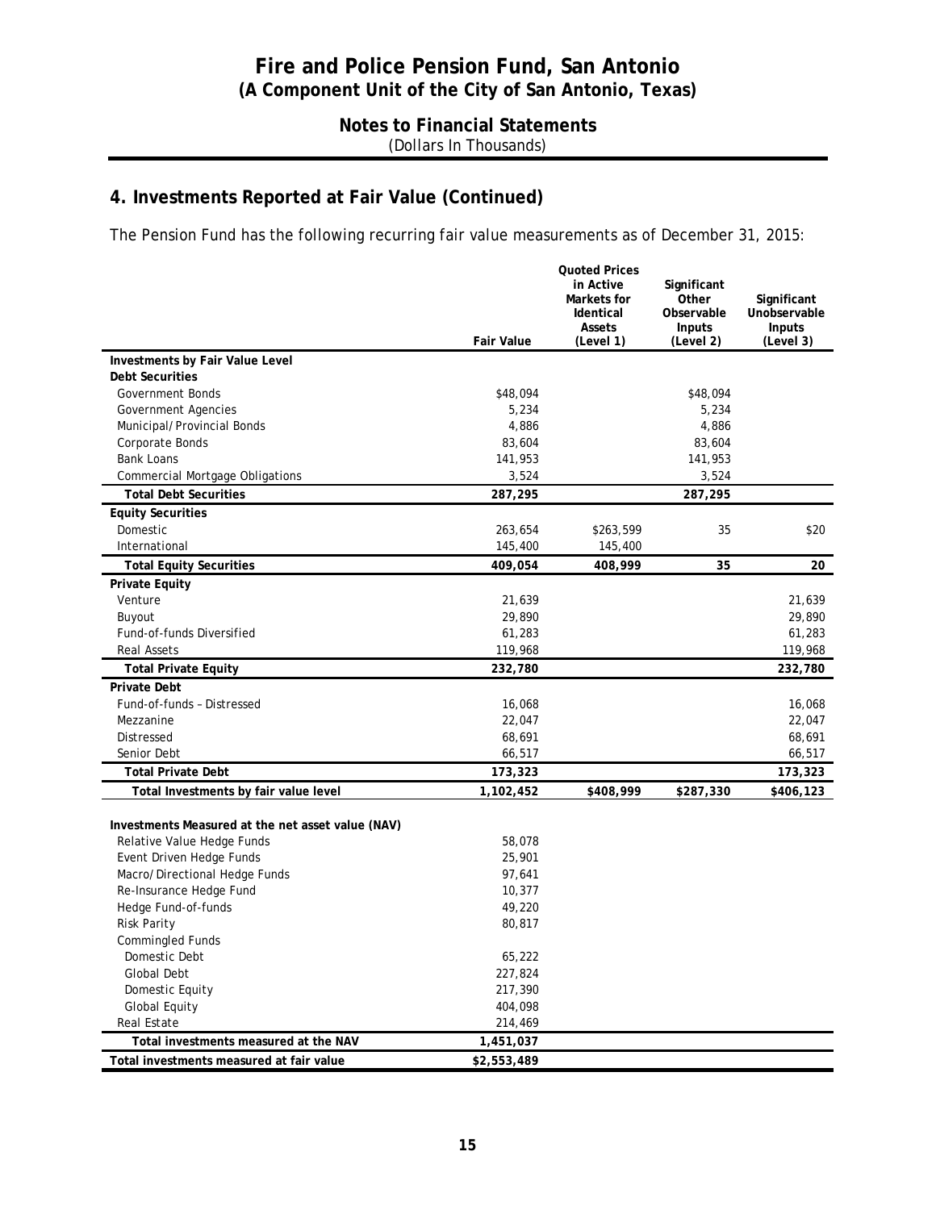# Fire and Police Pension Fund, San Antonio
## (A Component Unit of the City of San Antonio, Texas)

### Notes to Financial Statements
(Dollars In Thousands)

## 4. Investments Reported at Fair Value (Continued)

The Pension Fund has the following recurring fair value measurements as of December 31, 2015:

| | Fair Value | Quoted Prices in Active Markets for Identical Assets (Level 1) | Significant Other Observable Inputs (Level 2) | Significant Unobservable Inputs (Level 3) |
|---|---|---|---|---|
| **Investments by Fair Value Level** | | | | |
| **Debt Securities** | | | | |
| Government Bonds | $48,094 | | $48,094 | |
| Government Agencies | 5,234 | | 5,234 | |
| Municipal/Provincial Bonds | 4,886 | | 4,886 | |
| Corporate Bonds | 83,604 | | 83,604 | |
| Bank Loans | 141,953 | | 141,953 | |
| Commercial Mortgage Obligations | 3,524 | | 3,524 | |
| **Total Debt Securities** | **287,295** | | **287,295** | |
| **Equity Securities** | | | | |
| Domestic | 263,654 | $263,599 | 35 | $20 |
| International | 145,400 | 145,400 | | |
| **Total Equity Securities** | **409,054** | **408,999** | **35** | **20** |
| **Private Equity** | | | | |
| Venture | 21,639 | | | 21,639 |
| Buyout | 29,890 | | | 29,890 |
| Fund-of-funds Diversified | 61,283 | | | 61,283 |
| Real Assets | 119,968 | | | 119,968 |
| **Total Private Equity** | **232,780** | | | **232,780** |
| **Private Debt** | | | | |
| Fund-of-funds – Distressed | 16,068 | | | 16,068 |
| Mezzanine | 22,047 | | | 22,047 |
| Distressed | 68,691 | | | 68,691 |
| Senior Debt | 66,517 | | | 66,517 |
| **Total Private Debt** | **173,323** | | | **173,323** |
| **Total Investments by fair value level** | **1,102,452** | **$408,999** | **$287,330** | **$406,123** |
| | | | | |
| **Investments Measured at the net asset value (NAV)** | | | | |
| Relative Value Hedge Funds | 58,078 | | | |
| Event Driven Hedge Funds | 25,901 | | | |
| Macro/Directional Hedge Funds | 97,641 | | | |
| Re-Insurance Hedge Fund | 10,377 | | | |
| Hedge Fund-of-funds | 49,220 | | | |
| Risk Parity | 80,817 | | | |
| Commingled Funds | | | | |
| Domestic Debt | 65,222 | | | |
| Global Debt | 227,824 | | | |
| Domestic Equity | 217,390 | | | |
| Global Equity | 404,098 | | | |
| Real Estate | 214,469 | | | |
| **Total investments measured at the NAV** | **1,451,037** | | | |
| **Total investments measured at fair value** | **$2,553,489** | | | |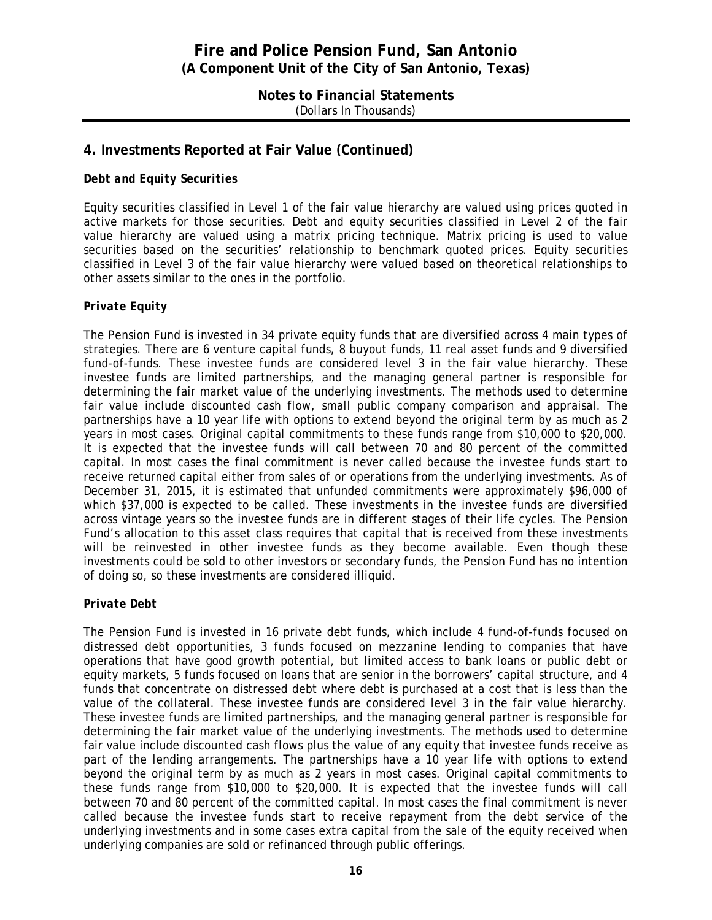## 4. Investments Reported at Fair Value (Continued)

### *Debt and Equity Securities*

Equity securities classified in Level 1 of the fair value hierarchy are valued using prices quoted in active markets for those securities. Debt and equity securities classified in Level 2 of the fair value hierarchy are valued using a matrix pricing technique. Matrix pricing is used to value securities based on the securities' relationship to benchmark quoted prices. Equity securities classified in Level 3 of the fair value hierarchy were valued based on theoretical relationships to other assets similar to the ones in the portfolio.

### *Private Equity*

The Pension Fund is invested in 34 private equity funds that are diversified across 4 main types of strategies. There are 6 venture capital funds, 8 buyout funds, 11 real asset funds and 9 diversified fund-of-funds. These investee funds are considered level 3 in the fair value hierarchy. These investee funds are limited partnerships, and the managing general partner is responsible for determining the fair market value of the underlying investments. The methods used to determine fair value include discounted cash flow, small public company comparison and appraisal. The partnerships have a 10 year life with options to extend beyond the original term by as much as 2 years in most cases. Original capital commitments to these funds range from $10,000 to $20,000. It is expected that the investee funds will call between 70 and 80 percent of the committed capital. In most cases the final commitment is never called because the investee funds start to receive returned capital either from sales of or operations from the underlying investments. As of December 31, 2015, it is estimated that unfunded commitments were approximately $96,000 of which $37,000 is expected to be called. These investments in the investee funds are diversified across vintage years so the investee funds are in different stages of their life cycles. The Pension Fund's allocation to this asset class requires that capital that is received from these investments will be reinvested in other investee funds as they become available. Even though these investments could be sold to other investors or secondary funds, the Pension Fund has no intention of doing so, so these investments are considered illiquid.

### *Private Debt*

The Pension Fund is invested in 16 private debt funds, which include 4 fund-of-funds focused on distressed debt opportunities, 3 funds focused on mezzanine lending to companies that have operations that have good growth potential, but limited access to bank loans or public debt or equity markets, 5 funds focused on loans that are senior in the borrowers' capital structure, and 4 funds that concentrate on distressed debt where debt is purchased at a cost that is less than the value of the collateral. These investee funds are considered level 3 in the fair value hierarchy. These investee funds are limited partnerships, and the managing general partner is responsible for determining the fair market value of the underlying investments. The methods used to determine fair value include discounted cash flows plus the value of any equity that investee funds receive as part of the lending arrangements. The partnerships have a 10 year life with options to extend beyond the original term by as much as 2 years in most cases. Original capital commitments to these funds range from $10,000 to $20,000. It is expected that the investee funds will call between 70 and 80 percent of the committed capital. In most cases the final commitment is never called because the investee funds start to receive repayment from the debt service of the underlying investments and in some cases extra capital from the sale of the equity received when underlying companies are sold or refinanced through public offerings.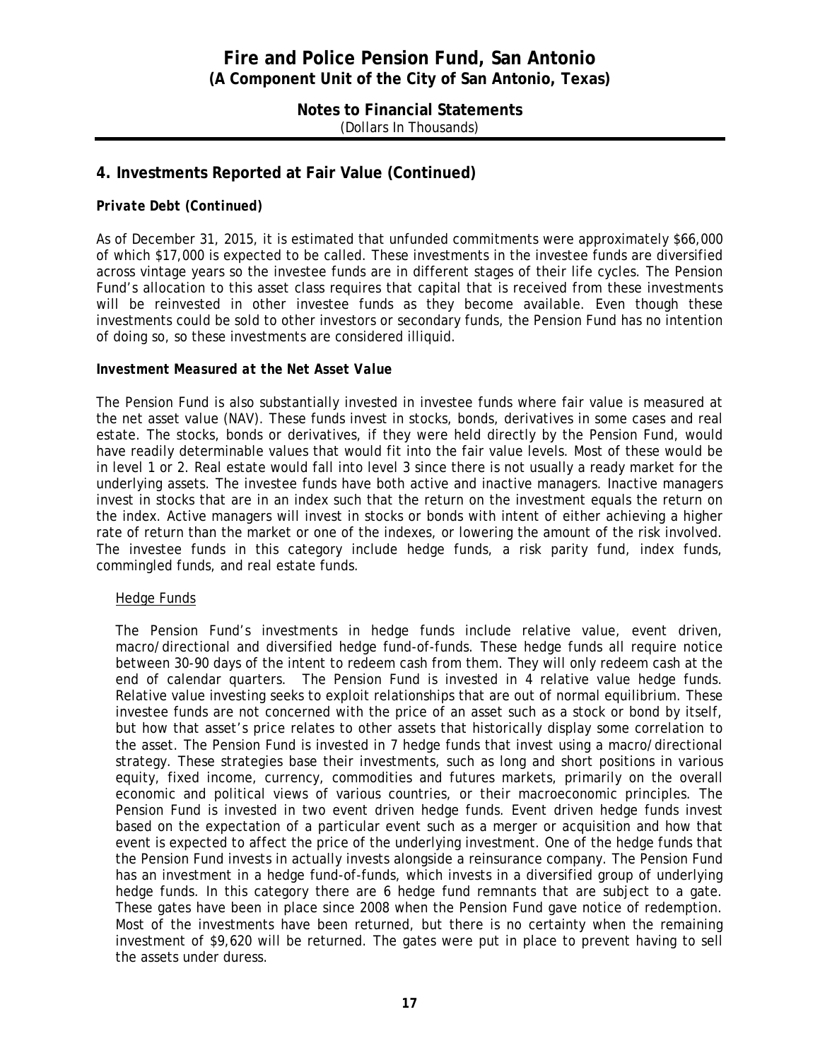## 4. Investments Reported at Fair Value (Continued)

***Private Debt (Continued)***

As of December 31, 2015, it is estimated that unfunded commitments were approximately $66,000 of which $17,000 is expected to be called. These investments in the investee funds are diversified across vintage years so the investee funds are in different stages of their life cycles. The Pension Fund's allocation to this asset class requires that capital that is received from these investments will be reinvested in other investee funds as they become available. Even though these investments could be sold to other investors or secondary funds, the Pension Fund has no intention of doing so, so these investments are considered illiquid.

***Investment Measured at the Net Asset Value***

The Pension Fund is also substantially invested in investee funds where fair value is measured at the net asset value (NAV). These funds invest in stocks, bonds, derivatives in some cases and real estate. The stocks, bonds or derivatives, if they were held directly by the Pension Fund, would have readily determinable values that would fit into the fair value levels. Most of these would be in level 1 or 2. Real estate would fall into level 3 since there is not usually a ready market for the underlying assets. The investee funds have both active and inactive managers. Inactive managers invest in stocks that are in an index such that the return on the investment equals the return on the index. Active managers will invest in stocks or bonds with intent of either achieving a higher rate of return than the market or one of the indexes, or lowering the amount of the risk involved. The investee funds in this category include hedge funds, a risk parity fund, index funds, commingled funds, and real estate funds.

Hedge Funds

The Pension Fund's investments in hedge funds include relative value, event driven, macro/directional and diversified hedge fund-of-funds. These hedge funds all require notice between 30-90 days of the intent to redeem cash from them. They will only redeem cash at the end of calendar quarters. The Pension Fund is invested in 4 relative value hedge funds. Relative value investing seeks to exploit relationships that are out of normal equilibrium. These investee funds are not concerned with the price of an asset such as a stock or bond by itself, but how that asset's price relates to other assets that historically display some correlation to the asset. The Pension Fund is invested in 7 hedge funds that invest using a macro/directional strategy. These strategies base their investments, such as long and short positions in various equity, fixed income, currency, commodities and futures markets, primarily on the overall economic and political views of various countries, or their macroeconomic principles. The Pension Fund is invested in two event driven hedge funds. Event driven hedge funds invest based on the expectation of a particular event such as a merger or acquisition and how that event is expected to affect the price of the underlying investment. One of the hedge funds that the Pension Fund invests in actually invests alongside a reinsurance company. The Pension Fund has an investment in a hedge fund-of-funds, which invests in a diversified group of underlying hedge funds. In this category there are 6 hedge fund remnants that are subject to a gate. These gates have been in place since 2008 when the Pension Fund gave notice of redemption. Most of the investments have been returned, but there is no certainty when the remaining investment of $9,620 will be returned. The gates were put in place to prevent having to sell the assets under duress.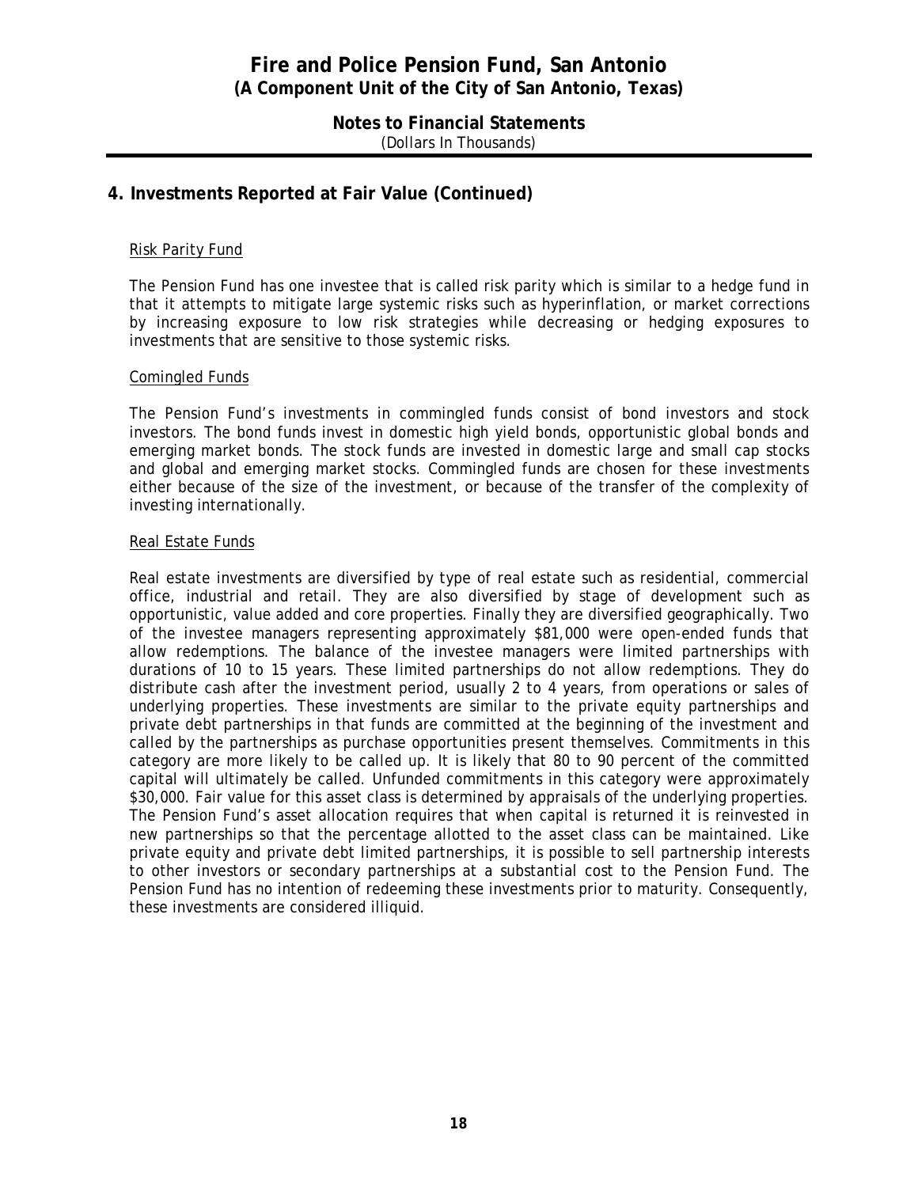## 4. Investments Reported at Fair Value (Continued)

### Risk Parity Fund

The Pension Fund has one investee that is called risk parity which is similar to a hedge fund in that it attempts to mitigate large systemic risks such as hyperinflation, or market corrections by increasing exposure to low risk strategies while decreasing or hedging exposures to investments that are sensitive to those systemic risks.

### Comingled Funds

The Pension Fund's investments in commingled funds consist of bond investors and stock investors. The bond funds invest in domestic high yield bonds, opportunistic global bonds and emerging market bonds. The stock funds are invested in domestic large and small cap stocks and global and emerging market stocks. Commingled funds are chosen for these investments either because of the size of the investment, or because of the transfer of the complexity of investing internationally.

### Real Estate Funds

Real estate investments are diversified by type of real estate such as residential, commercial office, industrial and retail. They are also diversified by stage of development such as opportunistic, value added and core properties. Finally they are diversified geographically. Two of the investee managers representing approximately $81,000 were open-ended funds that allow redemptions. The balance of the investee managers were limited partnerships with durations of 10 to 15 years. These limited partnerships do not allow redemptions. They do distribute cash after the investment period, usually 2 to 4 years, from operations or sales of underlying properties. These investments are similar to the private equity partnerships and private debt partnerships in that funds are committed at the beginning of the investment and called by the partnerships as purchase opportunities present themselves. Commitments in this category are more likely to be called up. It is likely that 80 to 90 percent of the committed capital will ultimately be called. Unfunded commitments in this category were approximately $30,000. Fair value for this asset class is determined by appraisals of the underlying properties. The Pension Fund's asset allocation requires that when capital is returned it is reinvested in new partnerships so that the percentage allotted to the asset class can be maintained. Like private equity and private debt limited partnerships, it is possible to sell partnership interests to other investors or secondary partnerships at a substantial cost to the Pension Fund. The Pension Fund has no intention of redeeming these investments prior to maturity. Consequently, these investments are considered illiquid.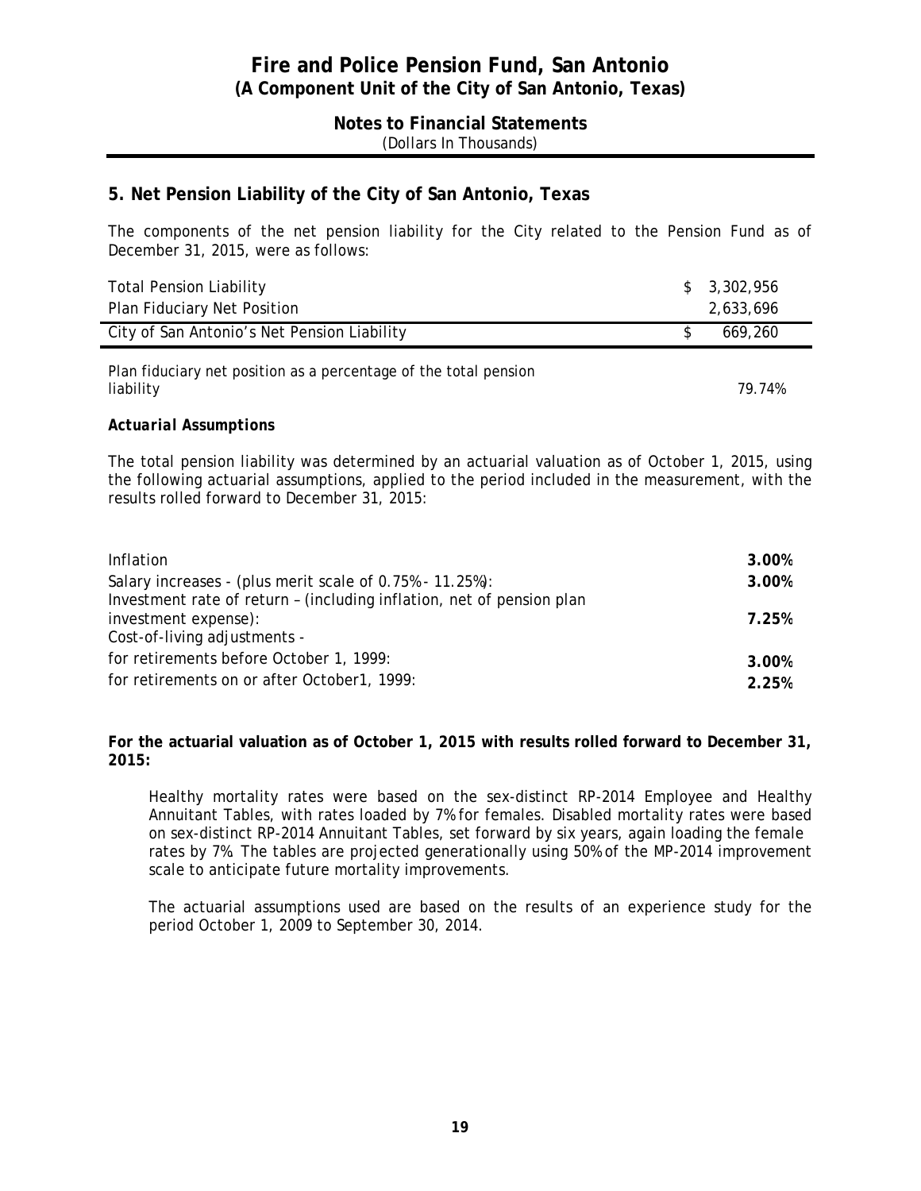## 5. Net Pension Liability of the City of San Antonio, Texas

The components of the net pension liability for the City related to the Pension Fund as of December 31, 2015, were as follows:

| | |
|---|---|
| Total Pension Liability | $ 3,302,956 |
| Plan Fiduciary Net Position | 2,633,696 |
| City of San Antonio's Net Pension Liability | $ 669,260 |

| | |
|---|---|
| Plan fiduciary net position as a percentage of the total pension liability | 79.74% |

### *Actuarial Assumptions*

The total pension liability was determined by an actuarial valuation as of October 1, 2015, using the following actuarial assumptions, applied to the period included in the measurement, with the results rolled forward to December 31, 2015:

| | |
|---|---|
| Inflation | **3.00%** |
| Salary increases - (plus merit scale of 0.75% - 11.25%): | **3.00%** |
| Investment rate of return – (including inflation, net of pension plan investment expense): | **7.25%** |
| Cost-of-living adjustments - | |
| for retirements before October 1, 1999: | **3.00%** |
| for retirements on or after October1, 1999: | **2.25%** |

**For the actuarial valuation as of October 1, 2015 with results rolled forward to December 31, 2015:**

Healthy mortality rates were based on the sex-distinct RP-2014 Employee and Healthy Annuitant Tables, with rates loaded by 7% for females. Disabled mortality rates were based on sex-distinct RP-2014 Annuitant Tables, set forward by six years, again loading the female rates by 7%. The tables are projected generationally using 50% of the MP-2014 improvement scale to anticipate future mortality improvements.

The actuarial assumptions used are based on the results of an experience study for the period October 1, 2009 to September 30, 2014.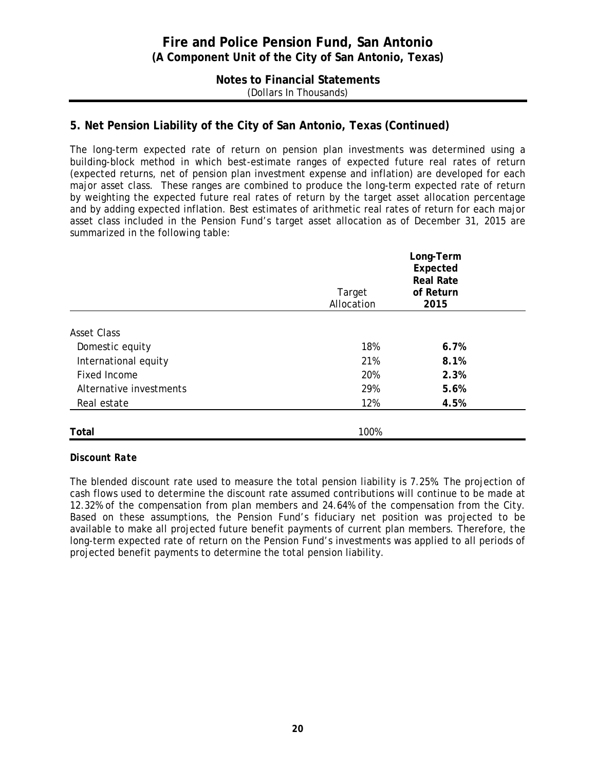# Fire and Police Pension Fund, San Antonio
## (A Component Unit of the City of San Antonio, Texas)

**Notes to Financial Statements**
(Dollars In Thousands)

## 5. Net Pension Liability of the City of San Antonio, Texas (Continued)

The long-term expected rate of return on pension plan investments was determined using a building-block method in which best-estimate ranges of expected future real rates of return (expected returns, net of pension plan investment expense and inflation) are developed for each major asset class. These ranges are combined to produce the long-term expected rate of return by weighting the expected future real rates of return by the target asset allocation percentage and by adding expected inflation. Best estimates of arithmetic real rates of return for each major asset class included in the Pension Fund's target asset allocation as of December 31, 2015 are summarized in the following table:

| | Target Allocation | Long-Term Expected Real Rate of Return 2015 |
|---|---|---|
| Asset Class | | |
| Domestic equity | 18% | **6.7%** |
| International equity | 21% | **8.1%** |
| Fixed Income | 20% | **2.3%** |
| Alternative investments | 29% | **5.6%** |
| Real estate | 12% | **4.5%** |
| **Total** | 100% | |

***Discount Rate***

The blended discount rate used to measure the total pension liability is 7.25%. The projection of cash flows used to determine the discount rate assumed contributions will continue to be made at 12.32% of the compensation from plan members and 24.64% of the compensation from the City. Based on these assumptions, the Pension Fund's fiduciary net position was projected to be available to make all projected future benefit payments of current plan members. Therefore, the long-term expected rate of return on the Pension Fund's investments was applied to all periods of projected benefit payments to determine the total pension liability.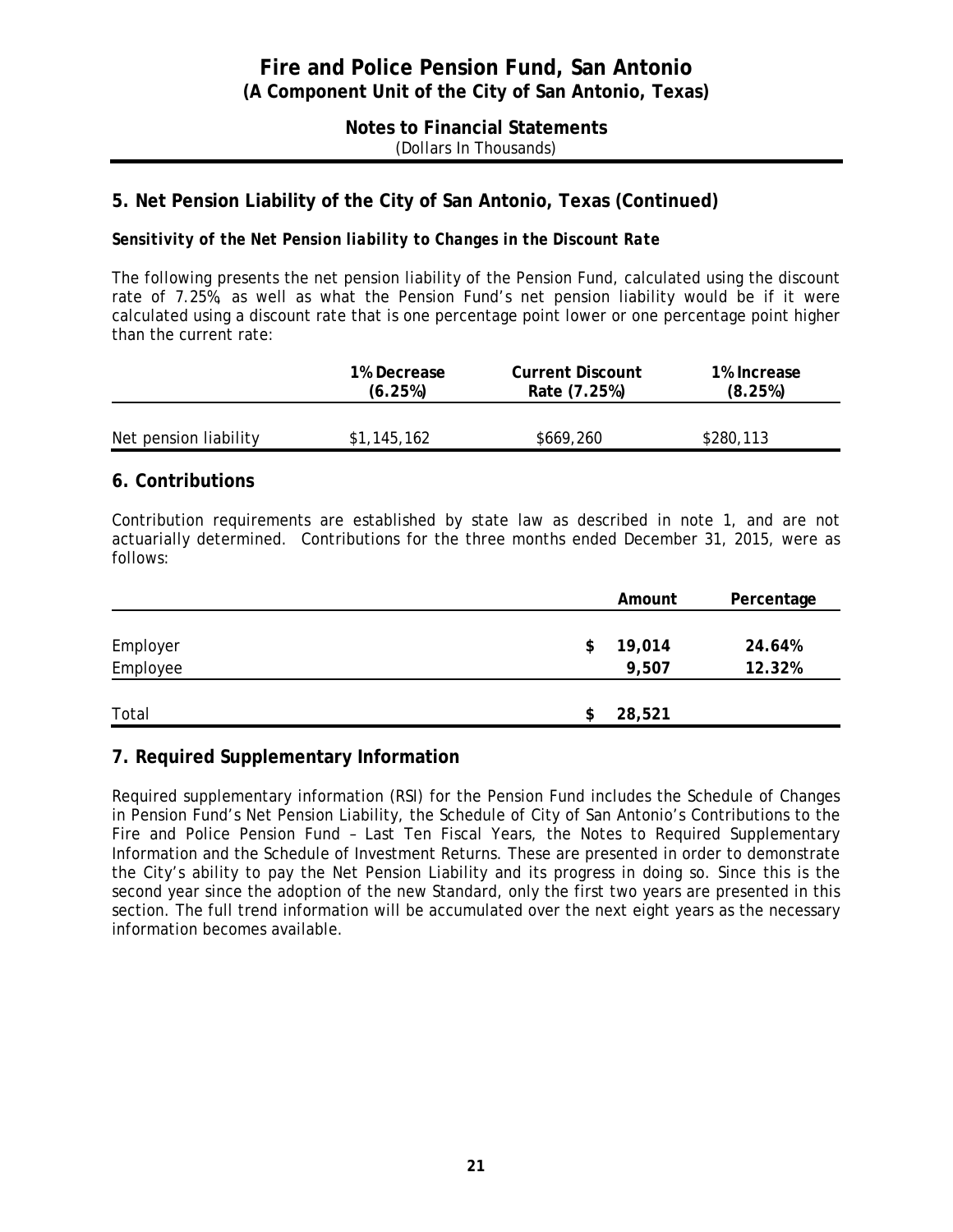## 5. Net Pension Liability of the City of San Antonio, Texas (Continued)

### *Sensitivity of the Net Pension liability to Changes in the Discount Rate*

The following presents the net pension liability of the Pension Fund, calculated using the discount rate of 7.25%, as well as what the Pension Fund's net pension liability would be if it were calculated using a discount rate that is one percentage point lower or one percentage point higher than the current rate:

| | 1% Decrease (6.25%) | Current Discount Rate (7.25%) | 1% Increase (8.25%) |
|---|---|---|---|
| Net pension liability | $1,145,162 | $669,260 | $280,113 |

## 6. Contributions

Contribution requirements are established by state law as described in note 1, and are not actuarially determined. Contributions for the three months ended December 31, 2015, were as follows:

| | Amount | Percentage |
|---|---|---|
| Employer | $ 19,014 | 24.64% |
| Employee | 9,507 | 12.32% |
| Total | $ 28,521 | |

## 7. Required Supplementary Information

Required supplementary information (RSI) for the Pension Fund includes the Schedule of Changes in Pension Fund's Net Pension Liability, the Schedule of City of San Antonio's Contributions to the Fire and Police Pension Fund – Last Ten Fiscal Years, the Notes to Required Supplementary Information and the Schedule of Investment Returns. These are presented in order to demonstrate the City's ability to pay the Net Pension Liability and its progress in doing so. Since this is the second year since the adoption of the new Standard, only the first two years are presented in this section. The full trend information will be accumulated over the next eight years as the necessary information becomes available.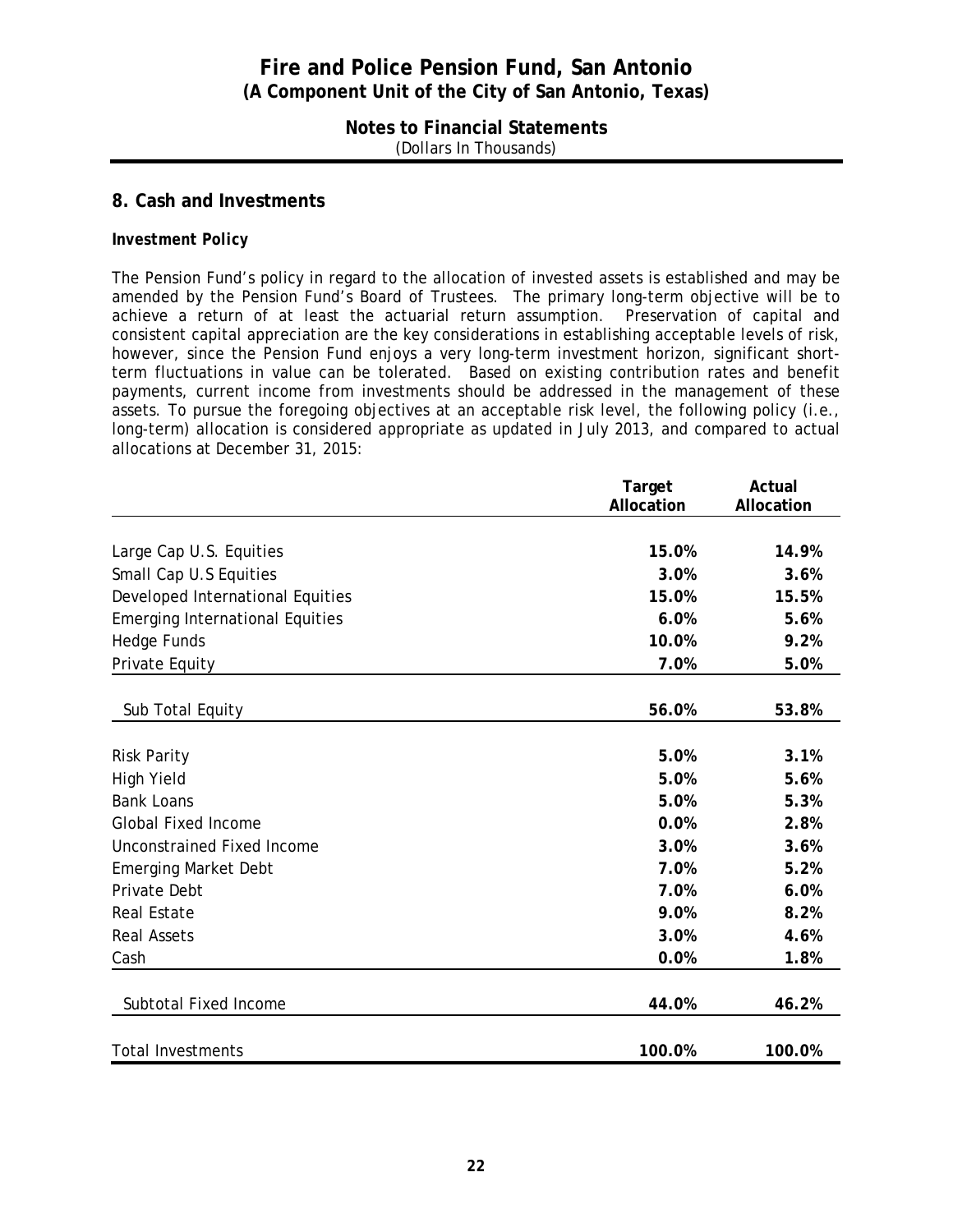## 8. Cash and Investments

**Investment Policy**

The Pension Fund's policy in regard to the allocation of invested assets is established and may be amended by the Pension Fund's Board of Trustees. The primary long-term objective will be to achieve a return of at least the actuarial return assumption. Preservation of capital and consistent capital appreciation are the key considerations in establishing acceptable levels of risk, however, since the Pension Fund enjoys a very long-term investment horizon, significant short-term fluctuations in value can be tolerated. Based on existing contribution rates and benefit payments, current income from investments should be addressed in the management of these assets. To pursue the foregoing objectives at an acceptable risk level, the following policy (i.e., long-term) allocation is considered appropriate as updated in July 2013, and compared to actual allocations at December 31, 2015:

| | Target Allocation | Actual Allocation |
|---|---|---|
| Large Cap U.S. Equities | **15.0%** | **14.9%** |
| Small Cap U.S Equities | **3.0%** | **3.6%** |
| Developed International Equities | **15.0%** | **15.5%** |
| Emerging International Equities | **6.0%** | **5.6%** |
| Hedge Funds | **10.0%** | **9.2%** |
| Private Equity | **7.0%** | **5.0%** |
| Sub Total Equity | **56.0%** | **53.8%** |
| Risk Parity | **5.0%** | **3.1%** |
| High Yield | **5.0%** | **5.6%** |
| Bank Loans | **5.0%** | **5.3%** |
| Global Fixed Income | **0.0%** | **2.8%** |
| Unconstrained Fixed Income | **3.0%** | **3.6%** |
| Emerging Market Debt | **7.0%** | **5.2%** |
| Private Debt | **7.0%** | **6.0%** |
| Real Estate | **9.0%** | **8.2%** |
| Real Assets | **3.0%** | **4.6%** |
| Cash | **0.0%** | **1.8%** |
| Subtotal Fixed Income | **44.0%** | **46.2%** |
| Total Investments | **100.0%** | **100.0%** |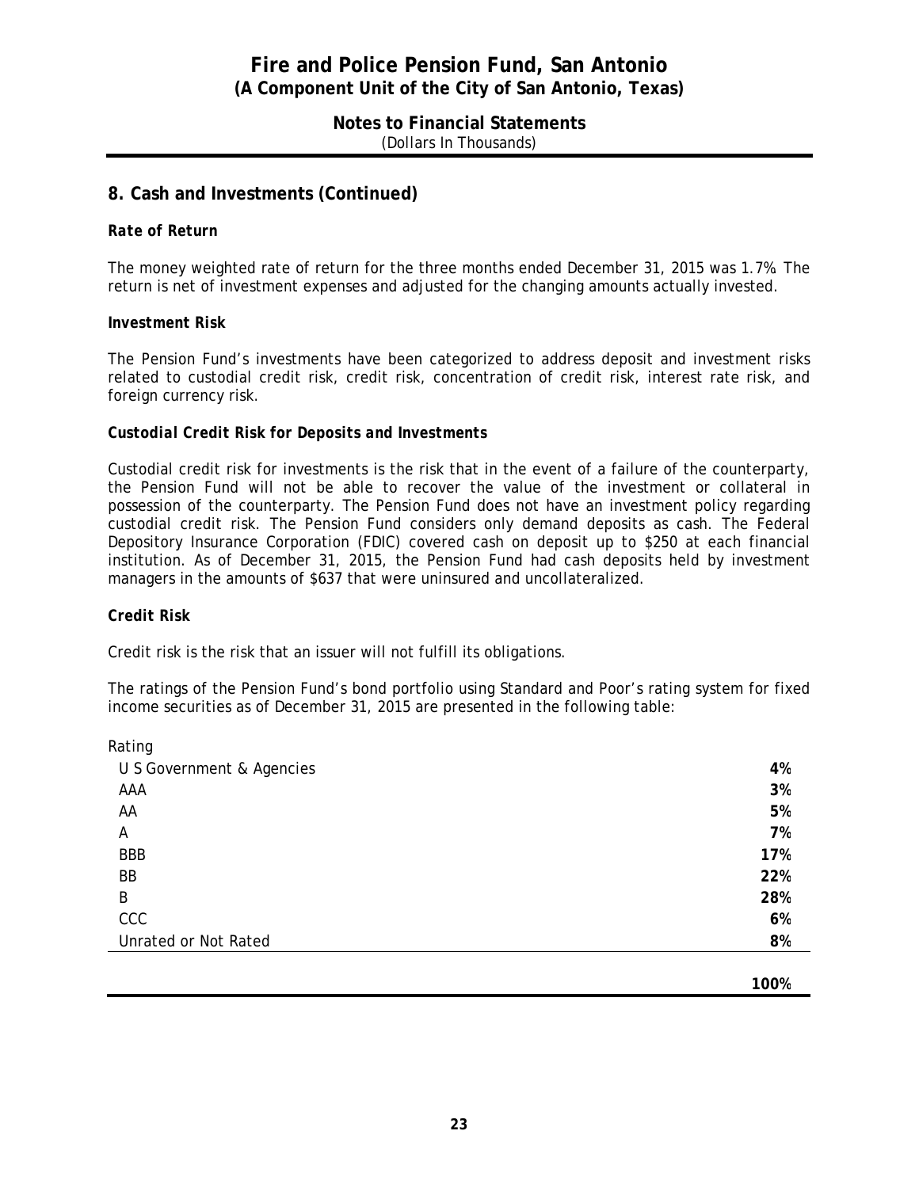# Fire and Police Pension Fund, San Antonio
## (A Component Unit of the City of San Antonio, Texas)

**Notes to Financial Statements**
(Dollars In Thousands)

## 8. Cash and Investments (Continued)

***Rate of Return***

The money weighted rate of return for the three months ended December 31, 2015 was 1.7%. The return is net of investment expenses and adjusted for the changing amounts actually invested.

**Investment Risk**

The Pension Fund's investments have been categorized to address deposit and investment risks related to custodial credit risk, credit risk, concentration of credit risk, interest rate risk, and foreign currency risk.

***Custodial Credit Risk for Deposits and Investments***

Custodial credit risk for investments is the risk that in the event of a failure of the counterparty, the Pension Fund will not be able to recover the value of the investment or collateral in possession of the counterparty. The Pension Fund does not have an investment policy regarding custodial credit risk. The Pension Fund considers only demand deposits as cash. The Federal Depository Insurance Corporation (FDIC) covered cash on deposit up to $250 at each financial institution. As of December 31, 2015, the Pension Fund had cash deposits held by investment managers in the amounts of $637 that were uninsured and uncollateralized.

***Credit Risk***

Credit risk is the risk that an issuer will not fulfill its obligations.

The ratings of the Pension Fund's bond portfolio using Standard and Poor's rating system for fixed income securities as of December 31, 2015 are presented in the following table:

| Rating | |
|---|---|
| U S Government & Agencies | **4%** |
| AAA | **3%** |
| AA | **5%** |
| A | **7%** |
| BBB | **17%** |
| BB | **22%** |
| B | **28%** |
| CCC | **6%** |
| Unrated or Not Rated | **8%** |
| | **100%** |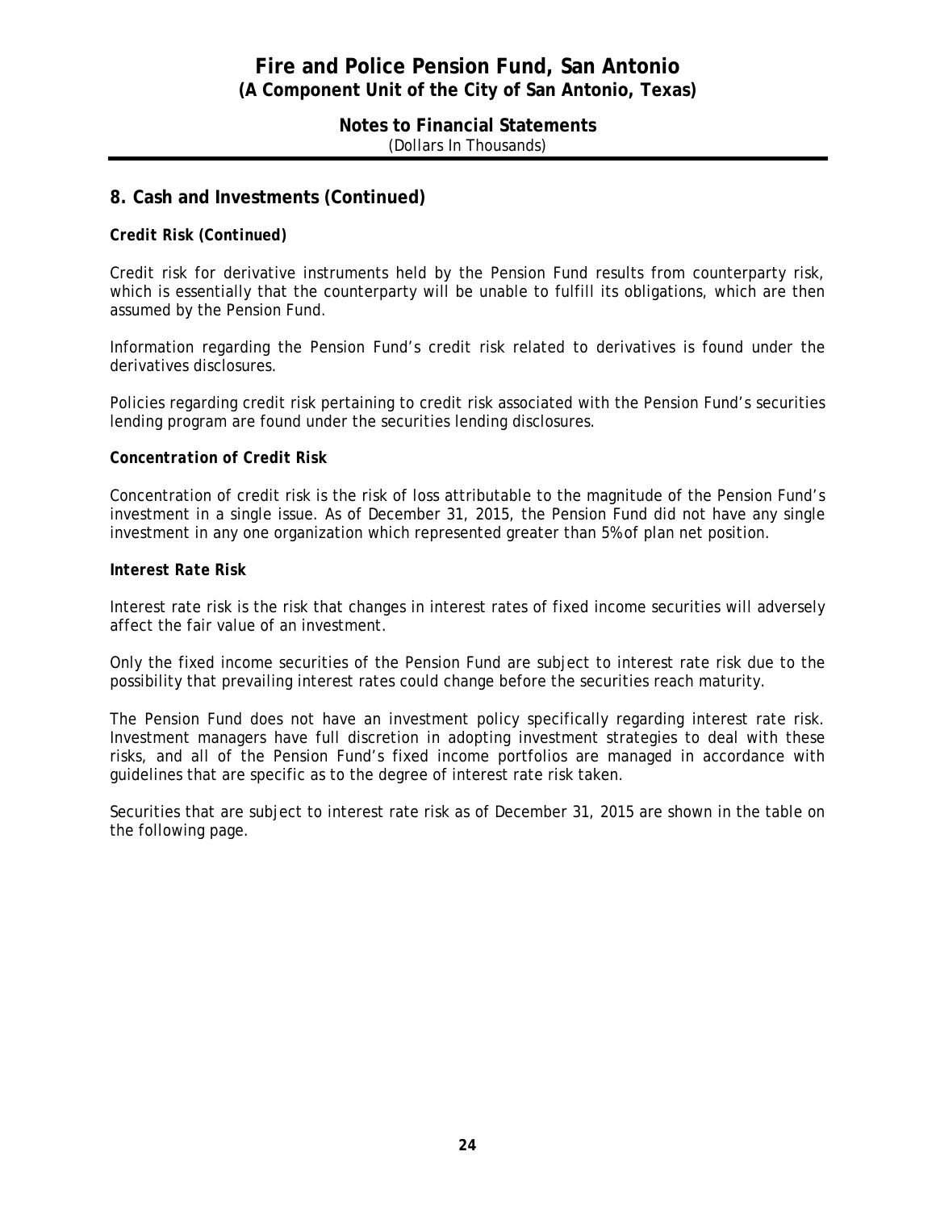## 8. Cash and Investments (Continued)

***Credit Risk (Continued)***

Credit risk for derivative instruments held by the Pension Fund results from counterparty risk, which is essentially that the counterparty will be unable to fulfill its obligations, which are then assumed by the Pension Fund.

Information regarding the Pension Fund's credit risk related to derivatives is found under the derivatives disclosures.

Policies regarding credit risk pertaining to credit risk associated with the Pension Fund's securities lending program are found under the securities lending disclosures.

***Concentration of Credit Risk***

Concentration of credit risk is the risk of loss attributable to the magnitude of the Pension Fund's investment in a single issue. As of December 31, 2015, the Pension Fund did not have any single investment in any one organization which represented greater than 5% of plan net position.

***Interest Rate Risk***

Interest rate risk is the risk that changes in interest rates of fixed income securities will adversely affect the fair value of an investment.

Only the fixed income securities of the Pension Fund are subject to interest rate risk due to the possibility that prevailing interest rates could change before the securities reach maturity.

The Pension Fund does not have an investment policy specifically regarding interest rate risk. Investment managers have full discretion in adopting investment strategies to deal with these risks, and all of the Pension Fund's fixed income portfolios are managed in accordance with guidelines that are specific as to the degree of interest rate risk taken.

Securities that are subject to interest rate risk as of December 31, 2015 are shown in the table on the following page.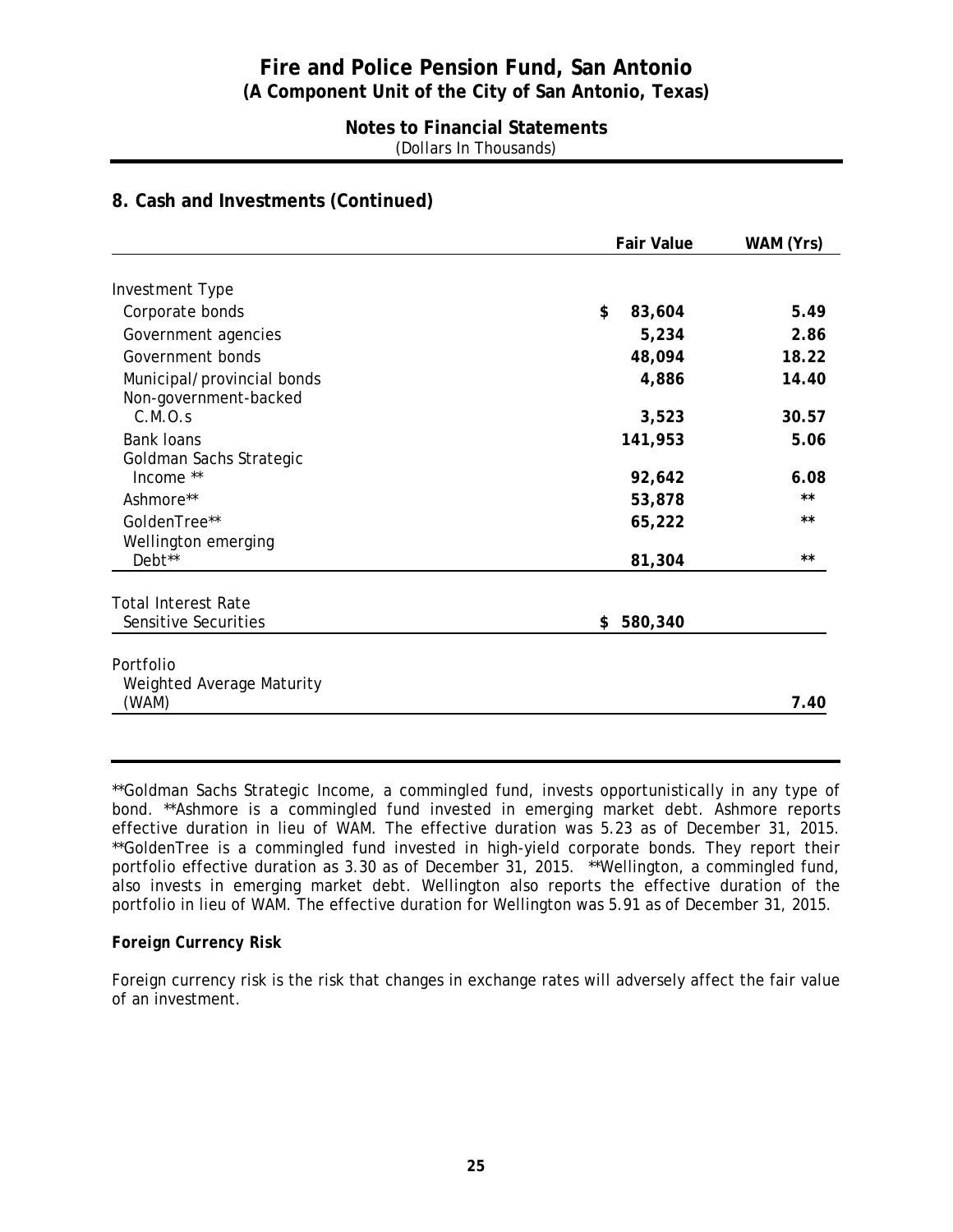## 8. Cash and Investments (Continued)

| | Fair Value | WAM (Yrs) |
|---|---|---|
| Investment Type | | |
| Corporate bonds | $ 83,604 | 5.49 |
| Government agencies | 5,234 | 2.86 |
| Government bonds | 48,094 | 18.22 |
| Municipal/provincial bonds | 4,886 | 14.40 |
| Non-government-backed C.M.O.s | 3,523 | 30.57 |
| Bank loans | 141,953 | 5.06 |
| Goldman Sachs Strategic Income ** | 92,642 | 6.08 |
| Ashmore** | 53,878 | ** |
| GoldenTree** | 65,222 | ** |
| Wellington emerging Debt** | 81,304 | ** |
| Total Interest Rate Sensitive Securities | $ 580,340 | |
| Portfolio Weighted Average Maturity (WAM) | | 7.40 |

**Goldman Sachs Strategic Income, a commingled fund, invests opportunistically in any type of bond. **Ashmore is a commingled fund invested in emerging market debt. Ashmore reports effective duration in lieu of WAM. The effective duration was 5.23 as of December 31, 2015. **GoldenTree is a commingled fund invested in high-yield corporate bonds. They report their portfolio effective duration as 3.30 as of December 31, 2015. **Wellington, a commingled fund, also invests in emerging market debt. Wellington also reports the effective duration of the portfolio in lieu of WAM. The effective duration for Wellington was 5.91 as of December 31, 2015.

**Foreign Currency Risk**

Foreign currency risk is the risk that changes in exchange rates will adversely affect the fair value of an investment.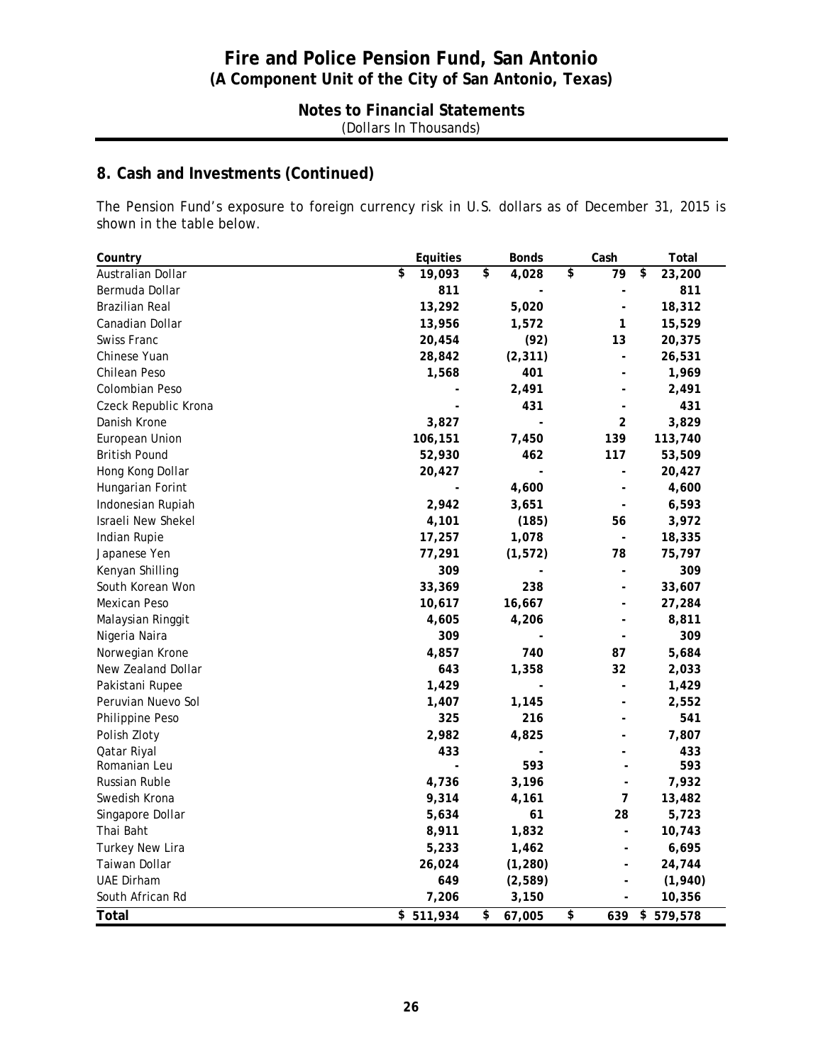# Fire and Police Pension Fund, San Antonio
## (A Component Unit of the City of San Antonio, Texas)

### Notes to Financial Statements
(Dollars In Thousands)

## 8. Cash and Investments (Continued)

The Pension Fund's exposure to foreign currency risk in U.S. dollars as of December 31, 2015 is shown in the table below.

| Country | Equities | Bonds | Cash | Total |
|---|---|---|---|---|
| Australian Dollar | $ 19,093 | $ 4,028 | $ 79 | $ 23,200 |
| Bermuda Dollar | 811 | - | - | 811 |
| Brazilian Real | 13,292 | 5,020 | - | 18,312 |
| Canadian Dollar | 13,956 | 1,572 | 1 | 15,529 |
| Swiss Franc | 20,454 | (92) | 13 | 20,375 |
| Chinese Yuan | 28,842 | (2,311) | - | 26,531 |
| Chilean Peso | 1,568 | 401 | - | 1,969 |
| Colombian Peso | - | 2,491 | - | 2,491 |
| Czeck Republic Krona | - | 431 | - | 431 |
| Danish Krone | 3,827 | - | 2 | 3,829 |
| European Union | 106,151 | 7,450 | 139 | 113,740 |
| British Pound | 52,930 | 462 | 117 | 53,509 |
| Hong Kong Dollar | 20,427 | - | - | 20,427 |
| Hungarian Forint | - | 4,600 | - | 4,600 |
| Indonesian Rupiah | 2,942 | 3,651 | - | 6,593 |
| Israeli New Shekel | 4,101 | (185) | 56 | 3,972 |
| Indian Rupie | 17,257 | 1,078 | - | 18,335 |
| Japanese Yen | 77,291 | (1,572) | 78 | 75,797 |
| Kenyan Shilling | 309 | - | - | 309 |
| South Korean Won | 33,369 | 238 | - | 33,607 |
| Mexican Peso | 10,617 | 16,667 | - | 27,284 |
| Malaysian Ringgit | 4,605 | 4,206 | - | 8,811 |
| Nigeria Naira | 309 | - | - | 309 |
| Norwegian Krone | 4,857 | 740 | 87 | 5,684 |
| New Zealand Dollar | 643 | 1,358 | 32 | 2,033 |
| Pakistani Rupee | 1,429 | - | - | 1,429 |
| Peruvian Nuevo Sol | 1,407 | 1,145 | - | 2,552 |
| Philippine Peso | 325 | 216 | - | 541 |
| Polish Zloty | 2,982 | 4,825 | - | 7,807 |
| Qatar Riyal | 433 | - | - | 433 |
| Romanian Leu | - | 593 | - | 593 |
| Russian Ruble | 4,736 | 3,196 | - | 7,932 |
| Swedish Krona | 9,314 | 4,161 | 7 | 13,482 |
| Singapore Dollar | 5,634 | 61 | 28 | 5,723 |
| Thai Baht | 8,911 | 1,832 | - | 10,743 |
| Turkey New Lira | 5,233 | 1,462 | - | 6,695 |
| Taiwan Dollar | 26,024 | (1,280) | - | 24,744 |
| UAE Dirham | 649 | (2,589) | - | (1,940) |
| South African Rd | 7,206 | 3,150 | - | 10,356 |
| **Total** | **$ 511,934** | **$ 67,005** | **$ 639** | **$ 579,578** |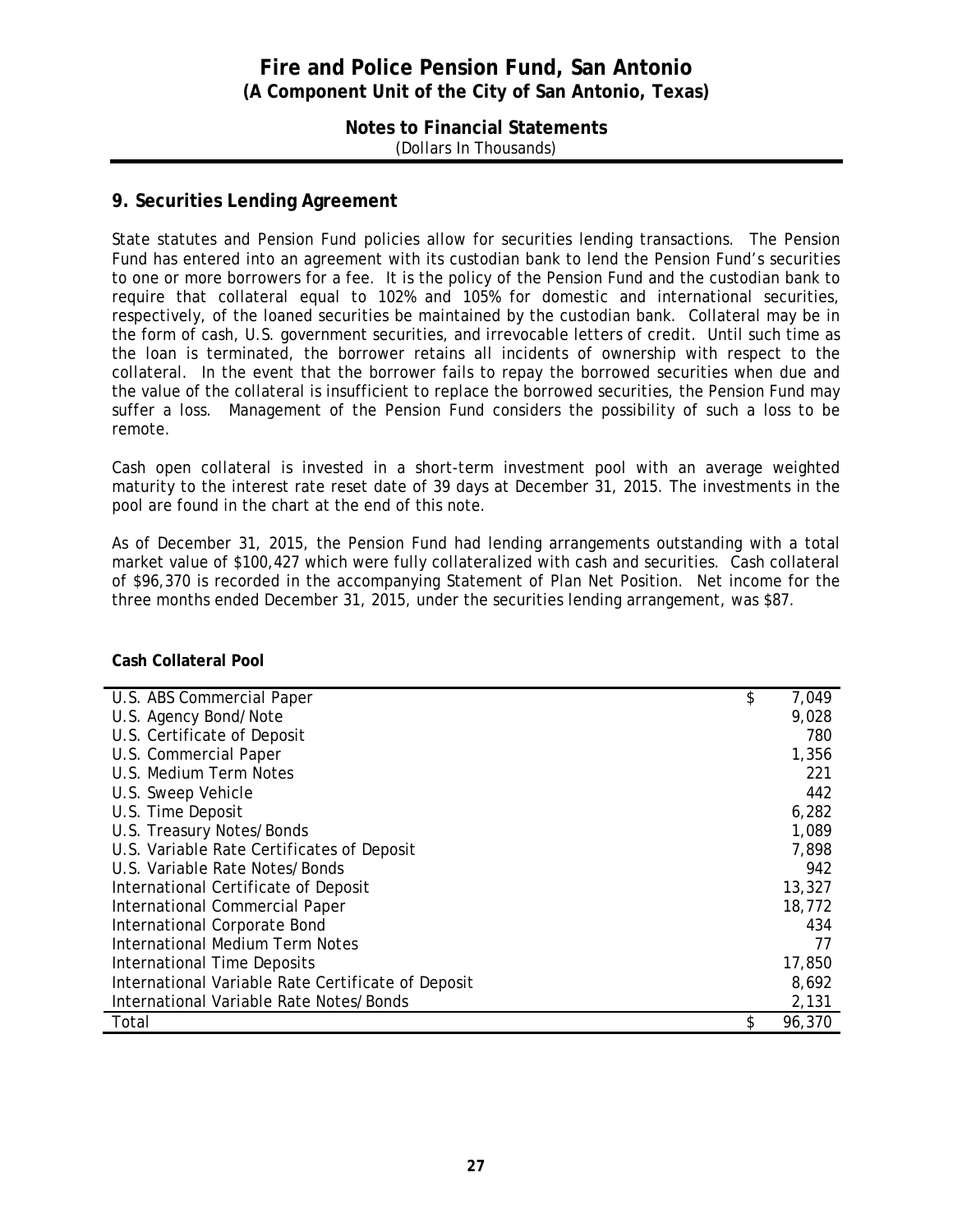# Fire and Police Pension Fund, San Antonio
**(A Component Unit of the City of San Antonio, Texas)**

**Notes to Financial Statements**
(Dollars In Thousands)

## 9. Securities Lending Agreement

State statutes and Pension Fund policies allow for securities lending transactions. The Pension Fund has entered into an agreement with its custodian bank to lend the Pension Fund's securities to one or more borrowers for a fee. It is the policy of the Pension Fund and the custodian bank to require that collateral equal to 102% and 105% for domestic and international securities, respectively, of the loaned securities be maintained by the custodian bank. Collateral may be in the form of cash, U.S. government securities, and irrevocable letters of credit. Until such time as the loan is terminated, the borrower retains all incidents of ownership with respect to the collateral. In the event that the borrower fails to repay the borrowed securities when due and the value of the collateral is insufficient to replace the borrowed securities, the Pension Fund may suffer a loss. Management of the Pension Fund considers the possibility of such a loss to be remote.

Cash open collateral is invested in a short-term investment pool with an average weighted maturity to the interest rate reset date of 39 days at December 31, 2015. The investments in the pool are found in the chart at the end of this note.

As of December 31, 2015, the Pension Fund had lending arrangements outstanding with a total market value of $100,427 which were fully collateralized with cash and securities. Cash collateral of $96,370 is recorded in the accompanying Statement of Plan Net Position. Net income for the three months ended December 31, 2015, under the securities lending arrangement, was $87.

**Cash Collateral Pool**

| | |
|---|---|
| U.S. ABS Commercial Paper | $ 7,049 |
| U.S. Agency Bond/Note | 9,028 |
| U.S. Certificate of Deposit | 780 |
| U.S. Commercial Paper | 1,356 |
| U.S. Medium Term Notes | 221 |
| U.S. Sweep Vehicle | 442 |
| U.S. Time Deposit | 6,282 |
| U.S. Treasury Notes/Bonds | 1,089 |
| U.S. Variable Rate Certificates of Deposit | 7,898 |
| U.S. Variable Rate Notes/Bonds | 942 |
| International Certificate of Deposit | 13,327 |
| International Commercial Paper | 18,772 |
| International Corporate Bond | 434 |
| International Medium Term Notes | 77 |
| International Time Deposits | 17,850 |
| International Variable Rate Certificate of Deposit | 8,692 |
| International Variable Rate Notes/Bonds | 2,131 |
| Total | $ 96,370 |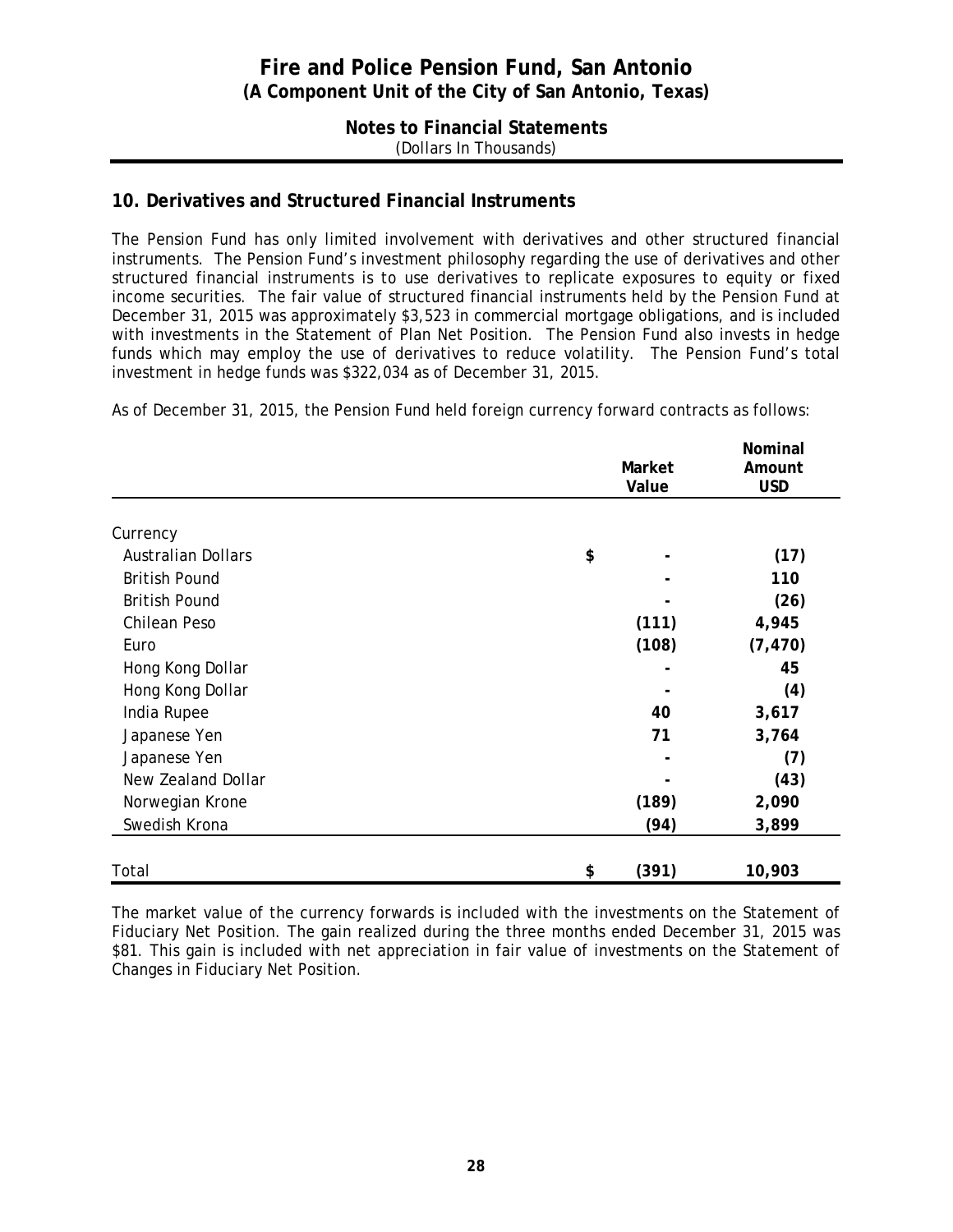# Fire and Police Pension Fund, San Antonio
## (A Component Unit of the City of San Antonio, Texas)

### Notes to Financial Statements
(Dollars In Thousands)

## 10. Derivatives and Structured Financial Instruments

The Pension Fund has only limited involvement with derivatives and other structured financial instruments. The Pension Fund's investment philosophy regarding the use of derivatives and other structured financial instruments is to use derivatives to replicate exposures to equity or fixed income securities. The fair value of structured financial instruments held by the Pension Fund at December 31, 2015 was approximately $3,523 in commercial mortgage obligations, and is included with investments in the Statement of Plan Net Position. The Pension Fund also invests in hedge funds which may employ the use of derivatives to reduce volatility. The Pension Fund's total investment in hedge funds was $322,034 as of December 31, 2015.

As of December 31, 2015, the Pension Fund held foreign currency forward contracts as follows:

| | Market Value | Nominal Amount USD |
|---|---|---|
| Currency | | |
| Australian Dollars | $ - | (17) |
| British Pound | - | 110 |
| British Pound | - | (26) |
| Chilean Peso | (111) | 4,945 |
| Euro | (108) | (7,470) |
| Hong Kong Dollar | - | 45 |
| Hong Kong Dollar | - | (4) |
| India Rupee | 40 | 3,617 |
| Japanese Yen | 71 | 3,764 |
| Japanese Yen | - | (7) |
| New Zealand Dollar | - | (43) |
| Norwegian Krone | (189) | 2,090 |
| Swedish Krona | (94) | 3,899 |
| Total | $ (391) | 10,903 |

The market value of the currency forwards is included with the investments on the Statement of Fiduciary Net Position. The gain realized during the three months ended December 31, 2015 was $81. This gain is included with net appreciation in fair value of investments on the Statement of Changes in Fiduciary Net Position.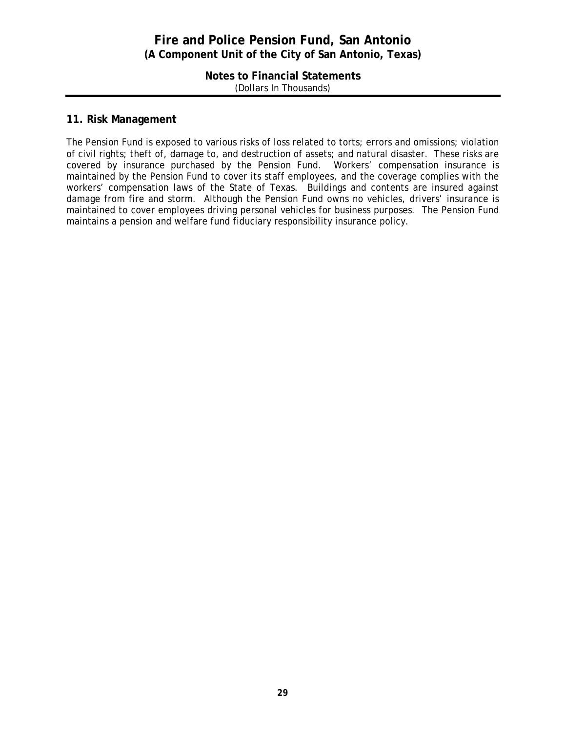## 11. Risk Management

The Pension Fund is exposed to various risks of loss related to torts; errors and omissions; violation of civil rights; theft of, damage to, and destruction of assets; and natural disaster. These risks are covered by insurance purchased by the Pension Fund. Workers' compensation insurance is maintained by the Pension Fund to cover its staff employees, and the coverage complies with the workers' compensation laws of the State of Texas. Buildings and contents are insured against damage from fire and storm. Although the Pension Fund owns no vehicles, drivers' insurance is maintained to cover employees driving personal vehicles for business purposes. The Pension Fund maintains a pension and welfare fund fiduciary responsibility insurance policy.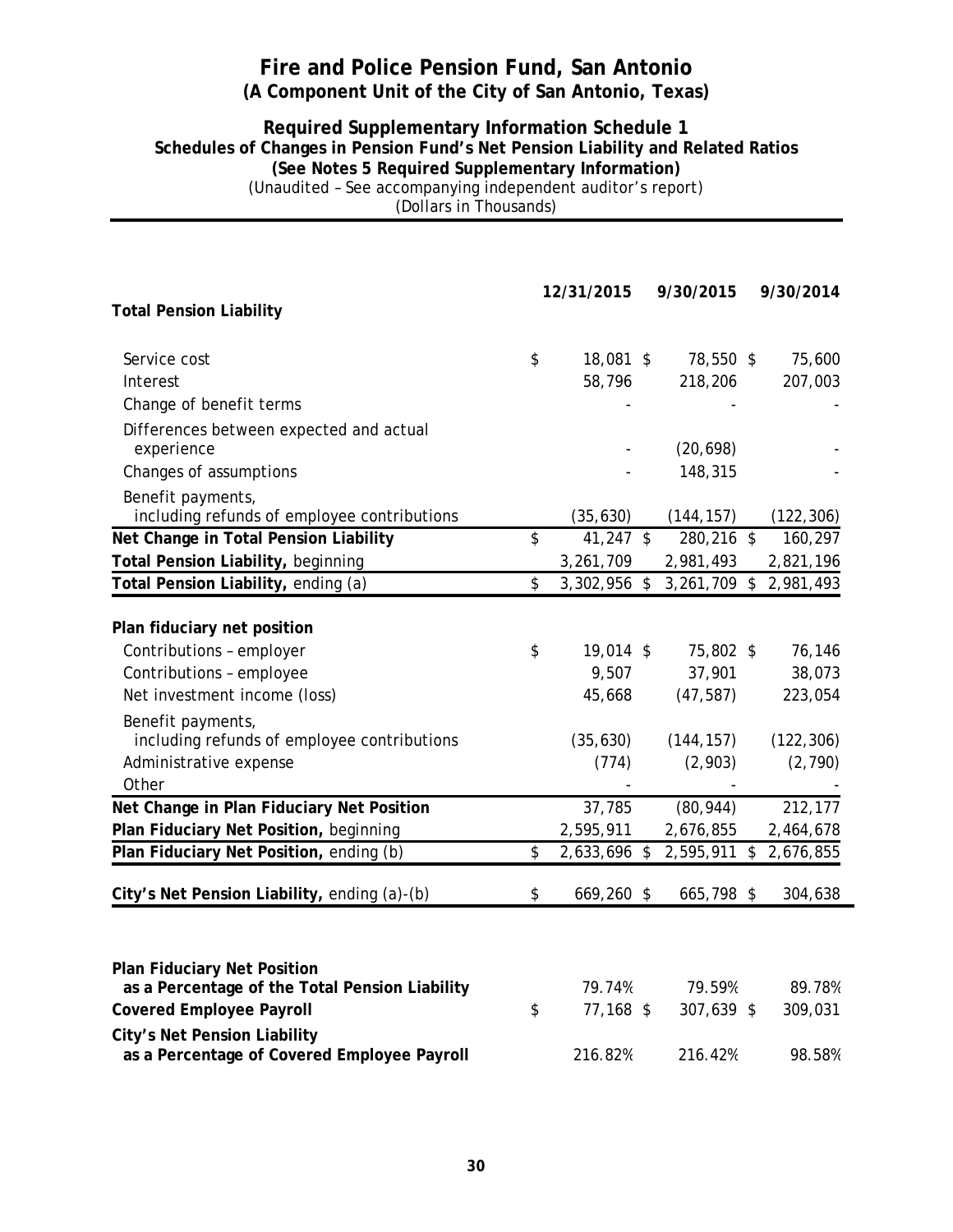# Fire and Police Pension Fund, San Antonio
## (A Component Unit of the City of San Antonio, Texas)

### Required Supplementary Information Schedule 1
### Schedules of Changes in Pension Fund's Net Pension Liability and Related Ratios
### (See Notes 5 Required Supplementary Information)

(Unaudited – See accompanying independent auditor's report)
(Dollars in Thousands)

| | 12/31/2015 | 9/30/2015 | 9/30/2014 |
|---|---|---|---|
| **Total Pension Liability** | | | |
| Service cost | $ 18,081 | $ 78,550 | $ 75,600 |
| Interest | 58,796 | 218,206 | 207,003 |
| Change of benefit terms | - | - | - |
| Differences between expected and actual experience | - | (20,698) | - |
| Changes of assumptions | - | 148,315 | - |
| Benefit payments, including refunds of employee contributions | (35,630) | (144,157) | (122,306) |
| **Net Change in Total Pension Liability** | $ 41,247 | $ 280,216 | $ 160,297 |
| **Total Pension Liability,** beginning | 3,261,709 | 2,981,493 | 2,821,196 |
| **Total Pension Liability,** ending (a) | $ 3,302,956 | $ 3,261,709 | $ 2,981,493 |
| **Plan fiduciary net position** | | | |
| Contributions – employer | $ 19,014 | $ 75,802 | $ 76,146 |
| Contributions – employee | 9,507 | 37,901 | 38,073 |
| Net investment income (loss) | 45,668 | (47,587) | 223,054 |
| Benefit payments, including refunds of employee contributions | (35,630) | (144,157) | (122,306) |
| Administrative expense | (774) | (2,903) | (2,790) |
| Other | - | - | - |
| **Net Change in Plan Fiduciary Net Position** | 37,785 | (80,944) | 212,177 |
| **Plan Fiduciary Net Position,** beginning | 2,595,911 | 2,676,855 | 2,464,678 |
| **Plan Fiduciary Net Position,** ending (b) | $ 2,633,696 | $ 2,595,911 | $ 2,676,855 |
| **City's Net Pension Liability,** ending (a)-(b) | $ 669,260 | $ 665,798 | $ 304,638 |
| **Plan Fiduciary Net Position as a Percentage of the Total Pension Liability** | 79.74% | 79.59% | 89.78% |
| **Covered Employee Payroll** | $ 77,168 | $ 307,639 | $ 309,031 |
| **City's Net Pension Liability as a Percentage of Covered Employee Payroll** | 216.82% | 216.42% | 98.58% |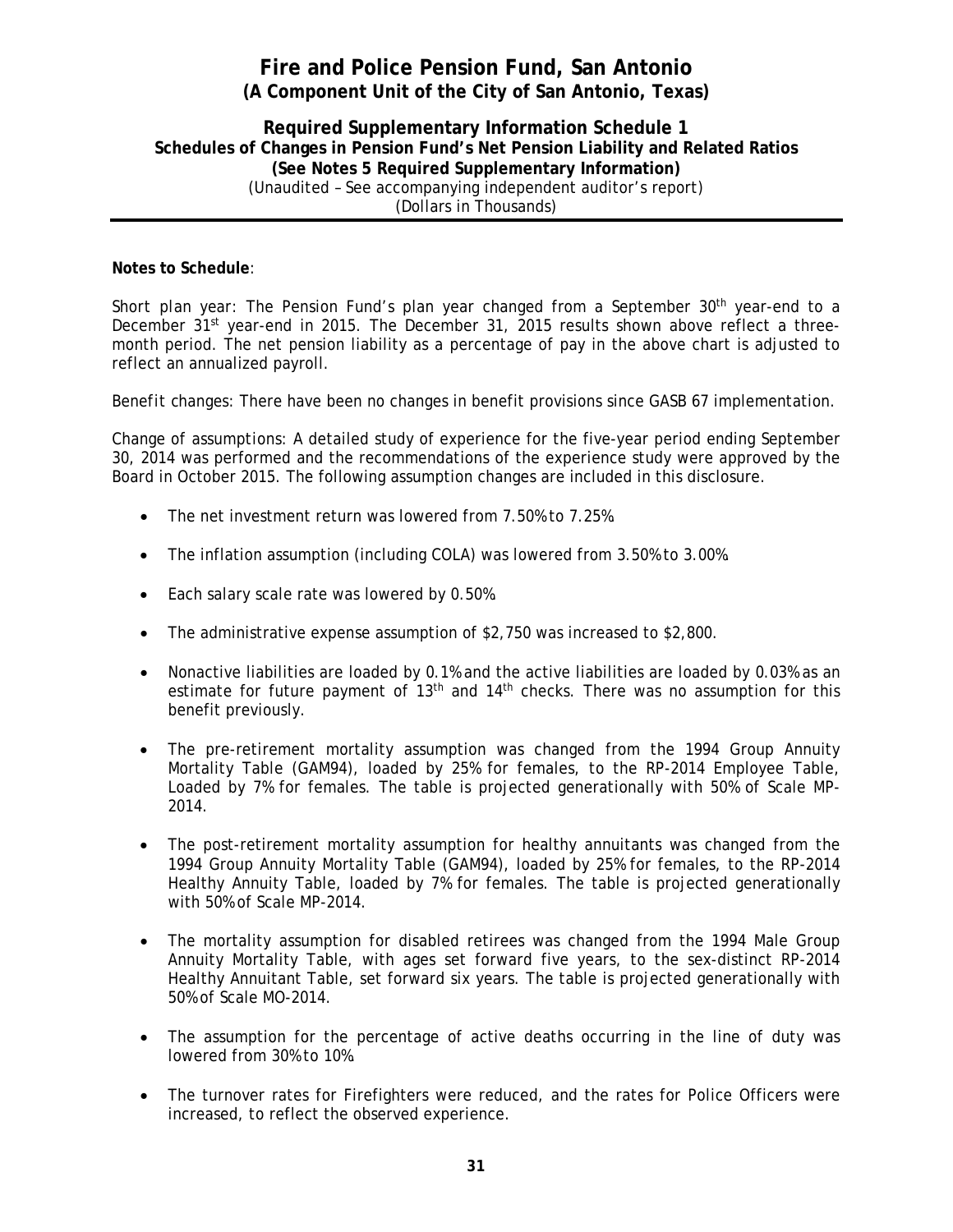# Fire and Police Pension Fund, San Antonio
## (A Component Unit of the City of San Antonio, Texas)

### Required Supplementary Information Schedule 1
### Schedules of Changes in Pension Fund's Net Pension Liability and Related Ratios
### (See Notes 5 Required Supplementary Information)

(Unaudited – See accompanying independent auditor's report)
(Dollars in Thousands)

**Notes to Schedule**:

*Short plan year*: The Pension Fund's plan year changed from a September 30th year-end to a December 31st year-end in 2015. The December 31, 2015 results shown above reflect a three-month period. The net pension liability as a percentage of pay in the above chart is adjusted to reflect an annualized payroll.

*Benefit changes*: There have been no changes in benefit provisions since GASB 67 implementation.

*Change of assumptions*: A detailed study of experience for the five-year period ending September 30, 2014 was performed and the recommendations of the experience study were approved by the Board in October 2015. The following assumption changes are included in this disclosure.

- The net investment return was lowered from 7.50% to 7.25%.
- The inflation assumption (including COLA) was lowered from 3.50% to 3.00%.
- Each salary scale rate was lowered by 0.50%.
- The administrative expense assumption of $2,750 was increased to $2,800.
- Nonactive liabilities are loaded by 0.1% and the active liabilities are loaded by 0.03% as an estimate for future payment of 13th and 14th checks. There was no assumption for this benefit previously.
- The pre-retirement mortality assumption was changed from the 1994 Group Annuity Mortality Table (GAM94), loaded by 25% for females, to the RP-2014 Employee Table, Loaded by 7% for females. The table is projected generationally with 50% of Scale MP-2014.
- The post-retirement mortality assumption for healthy annuitants was changed from the 1994 Group Annuity Mortality Table (GAM94), loaded by 25% for females, to the RP-2014 Healthy Annuity Table, loaded by 7% for females. The table is projected generationally with 50% of Scale MP-2014.
- The mortality assumption for disabled retirees was changed from the 1994 Male Group Annuity Mortality Table, with ages set forward five years, to the sex-distinct RP-2014 Healthy Annuitant Table, set forward six years. The table is projected generationally with 50% of Scale MO-2014.
- The assumption for the percentage of active deaths occurring in the line of duty was lowered from 30% to 10%.
- The turnover rates for Firefighters were reduced, and the rates for Police Officers were increased, to reflect the observed experience.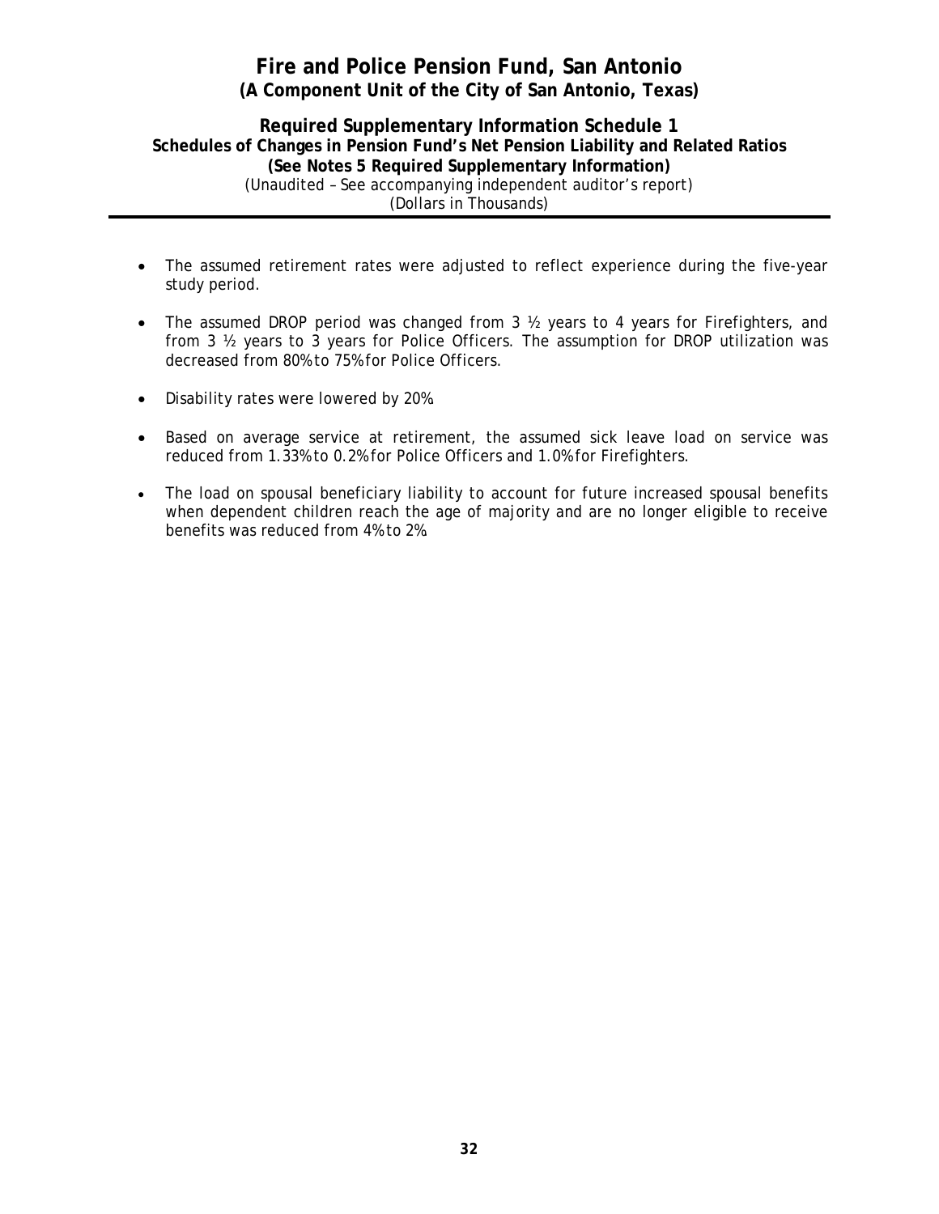# Fire and Police Pension Fund, San Antonio
## (A Component Unit of the City of San Antonio, Texas)

### Required Supplementary Information Schedule 1
### Schedules of Changes in Pension Fund's Net Pension Liability and Related Ratios
### (See Notes 5 Required Supplementary Information)

(Unaudited – See accompanying independent auditor's report)
(Dollars in Thousands)

- The assumed retirement rates were adjusted to reflect experience during the five-year study period.
- The assumed DROP period was changed from 3 ½ years to 4 years for Firefighters, and from 3 ½ years to 3 years for Police Officers. The assumption for DROP utilization was decreased from 80% to 75% for Police Officers.
- Disability rates were lowered by 20%.
- Based on average service at retirement, the assumed sick leave load on service was reduced from 1.33% to 0.2% for Police Officers and 1.0% for Firefighters.
- The load on spousal beneficiary liability to account for future increased spousal benefits when dependent children reach the age of majority and are no longer eligible to receive benefits was reduced from 4% to 2%.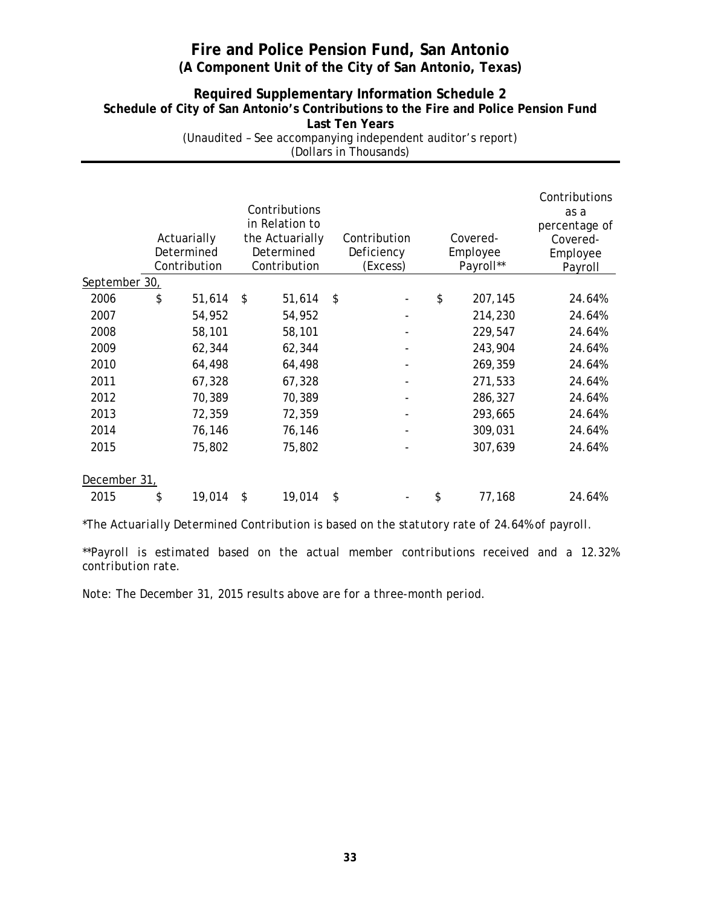# Fire and Police Pension Fund, San Antonio
## (A Component Unit of the City of San Antonio, Texas)

### Required Supplementary Information Schedule 2
### Schedule of City of San Antonio's Contributions to the Fire and Police Pension Fund
### Last Ten Years

(Unaudited – See accompanying independent auditor's report)
(Dollars in Thousands)

| | Actuarially Determined Contribution | Contributions in Relation to the Actuarially Determined Contribution | Contribution Deficiency (Excess) | Covered-Employee Payroll** | Contributions as a percentage of Covered-Employee Payroll |
|---|---|---|---|---|---|
| September 30, | | | | | |
| 2006 | $ 51,614 | $ 51,614 | $ - | $ 207,145 | 24.64% |
| 2007 | 54,952 | 54,952 | - | 214,230 | 24.64% |
| 2008 | 58,101 | 58,101 | - | 229,547 | 24.64% |
| 2009 | 62,344 | 62,344 | - | 243,904 | 24.64% |
| 2010 | 64,498 | 64,498 | - | 269,359 | 24.64% |
| 2011 | 67,328 | 67,328 | - | 271,533 | 24.64% |
| 2012 | 70,389 | 70,389 | - | 286,327 | 24.64% |
| 2013 | 72,359 | 72,359 | - | 293,665 | 24.64% |
| 2014 | 76,146 | 76,146 | - | 309,031 | 24.64% |
| 2015 | 75,802 | 75,802 | - | 307,639 | 24.64% |
| December 31, | | | | | |
| 2015 | $ 19,014 | $ 19,014 | $ - | $ 77,168 | 24.64% |

*The Actuarially Determined Contribution is based on the statutory rate of 24.64% of payroll.

**Payroll is estimated based on the actual member contributions received and a 12.32% contribution rate.

Note: The December 31, 2015 results above are for a three-month period.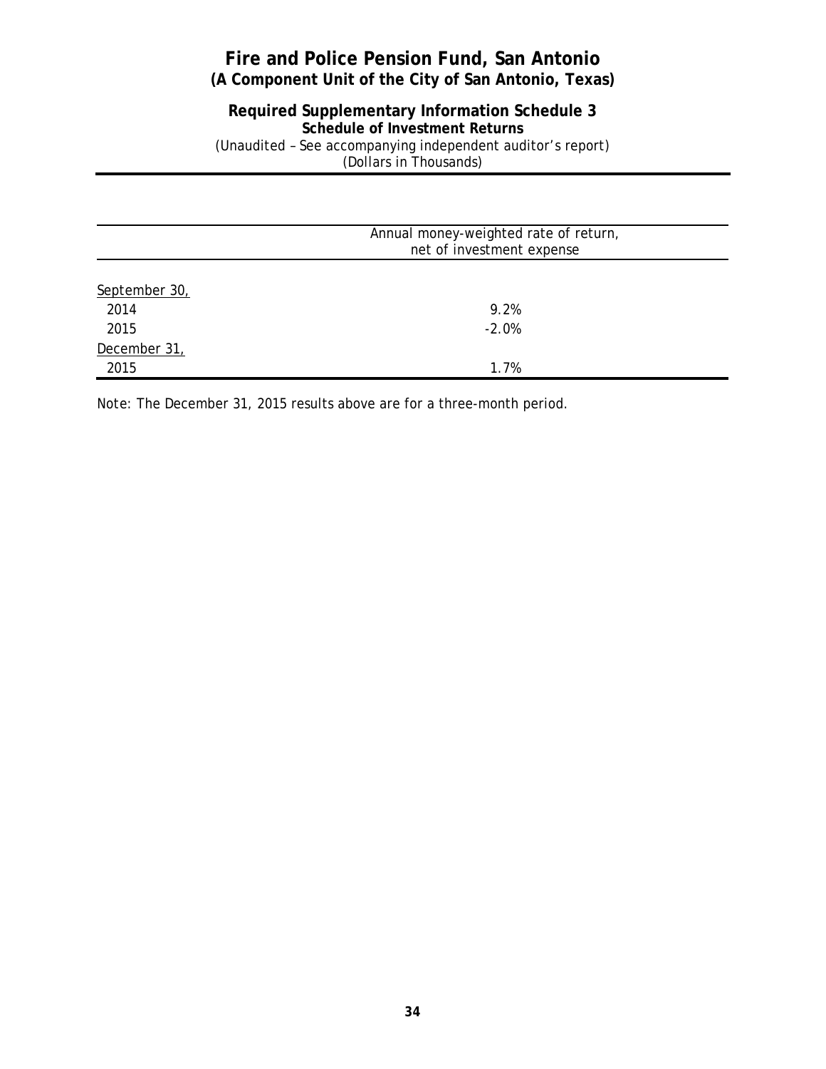# Fire and Police Pension Fund, San Antonio
## (A Component Unit of the City of San Antonio, Texas)

### Required Supplementary Information Schedule 3
### Schedule of Investment Returns

(Unaudited – See accompanying independent auditor's report)
(Dollars in Thousands)

| | Annual money-weighted rate of return, net of investment expense |
|---|---|
| September 30, | |
| 2014 | 9.2% |
| 2015 | -2.0% |
| December 31, | |
| 2015 | 1.7% |

Note: The December 31, 2015 results above are for a three-month period.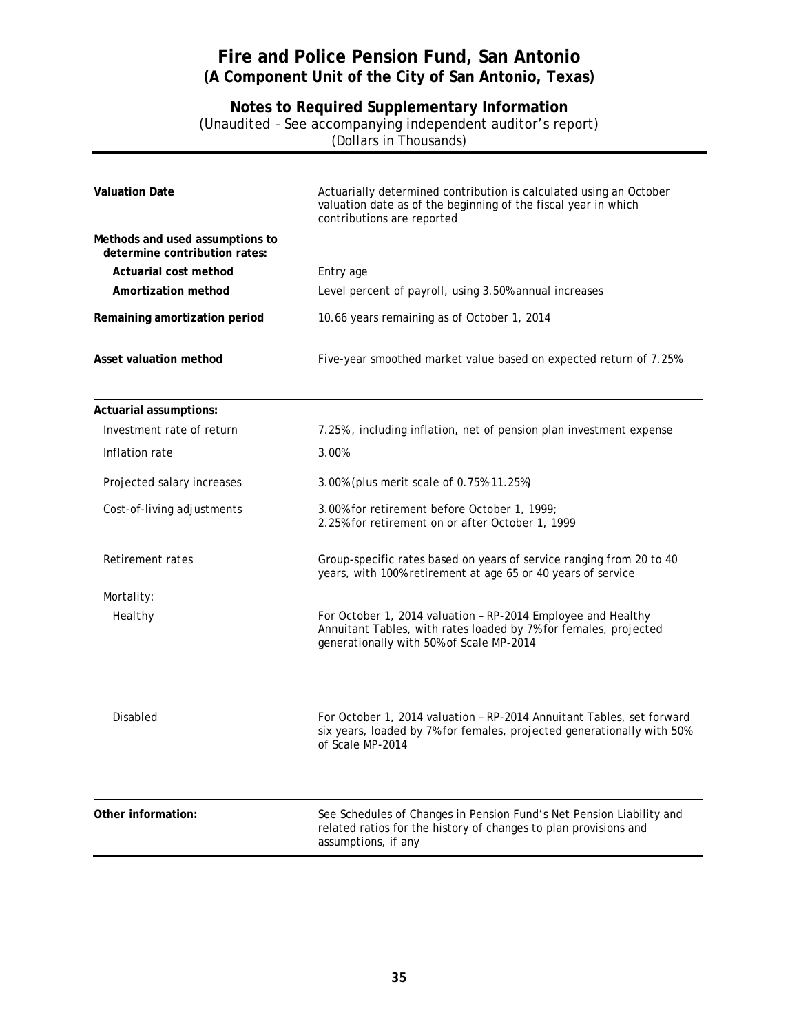# Fire and Police Pension Fund, San Antonio
## (A Component Unit of the City of San Antonio, Texas)

### Notes to Required Supplementary Information
(Unaudited – See accompanying independent auditor's report)
(Dollars in Thousands)

| | |
|---|---|
| **Valuation Date** | Actuarially determined contribution is calculated using an October valuation date as of the beginning of the fiscal year in which contributions are reported |
| **Methods and used assumptions to determine contribution rates:** | |
| **Actuarial cost method** | Entry age |
| **Amortization method** | Level percent of payroll, using 3.50% annual increases |
| **Remaining amortization period** | 10.66 years remaining as of October 1, 2014 |
| **Asset valuation method** | Five-year smoothed market value based on expected return of 7.25% |
| **Actuarial assumptions:** | |
| Investment rate of return | 7.25%, including inflation, net of pension plan investment expense |
| Inflation rate | 3.00% |
| Projected salary increases | 3.00% (plus merit scale of 0.75%-11.25%) |
| Cost-of-living adjustments | 3.00% for retirement before October 1, 1999; 2.25% for retirement on or after October 1, 1999 |
| Retirement rates | Group-specific rates based on years of service ranging from 20 to 40 years, with 100% retirement at age 65 or 40 years of service |
| Mortality: | |
| Healthy | For October 1, 2014 valuation – RP-2014 Employee and Healthy Annuitant Tables, with rates loaded by 7% for females, projected generationally with 50% of Scale MP-2014 |
| Disabled | For October 1, 2014 valuation – RP-2014 Annuitant Tables, set forward six years, loaded by 7% for females, projected generationally with 50% of Scale MP-2014 |
| **Other information:** | See Schedules of Changes in Pension Fund's Net Pension Liability and related ratios for the history of changes to plan provisions and assumptions, if any |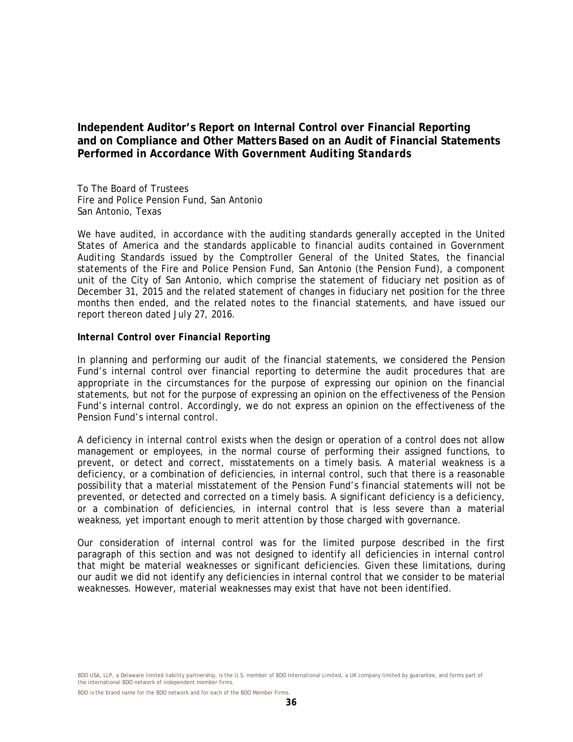# Independent Auditor's Report on Internal Control over Financial Reporting and on Compliance and Other Matters Based on an Audit of Financial Statements Performed in Accordance With *Government Auditing Standards*

To The Board of Trustees
Fire and Police Pension Fund, San Antonio
San Antonio, Texas

We have audited, in accordance with the auditing standards generally accepted in the United States of America and the standards applicable to financial audits contained in Government Auditing Standards issued by the Comptroller General of the United States, the financial statements of the Fire and Police Pension Fund, San Antonio (the Pension Fund), a component unit of the City of San Antonio, which comprise the statement of fiduciary net position as of December 31, 2015 and the related statement of changes in fiduciary net position for the three months then ended, and the related notes to the financial statements, and have issued our report thereon dated July 27, 2016.

***Internal Control over Financial Reporting***

In planning and performing our audit of the financial statements, we considered the Pension Fund's internal control over financial reporting to determine the audit procedures that are appropriate in the circumstances for the purpose of expressing our opinion on the financial statements, but not for the purpose of expressing an opinion on the effectiveness of the Pension Fund's internal control. Accordingly, we do not express an opinion on the effectiveness of the Pension Fund's internal control.

A *deficiency in internal control* exists when the design or operation of a control does not allow management or employees, in the normal course of performing their assigned functions, to prevent, or detect and correct, misstatements on a timely basis. A *material weakness* is a deficiency, or a combination of deficiencies, in internal control, such that there is a reasonable possibility that a material misstatement of the Pension Fund's financial statements will not be prevented, or detected and corrected on a timely basis. A *significant deficiency* is a deficiency, or a combination of deficiencies, in internal control that is less severe than a material weakness, yet important enough to merit attention by those charged with governance.

Our consideration of internal control was for the limited purpose described in the first paragraph of this section and was not designed to identify all deficiencies in internal control that might be material weaknesses or significant deficiencies. Given these limitations, during our audit we did not identify any deficiencies in internal control that we consider to be material weaknesses. However, material weaknesses may exist that have not been identified.

BDO USA, LLP, a Delaware limited liability partnership, is the U.S. member of BDO International Limited, a UK company limited by guarantee, and forms part of the international BDO network of independent member firms.

BDO is the brand name for the BDO network and for each of the BDO Member Firms.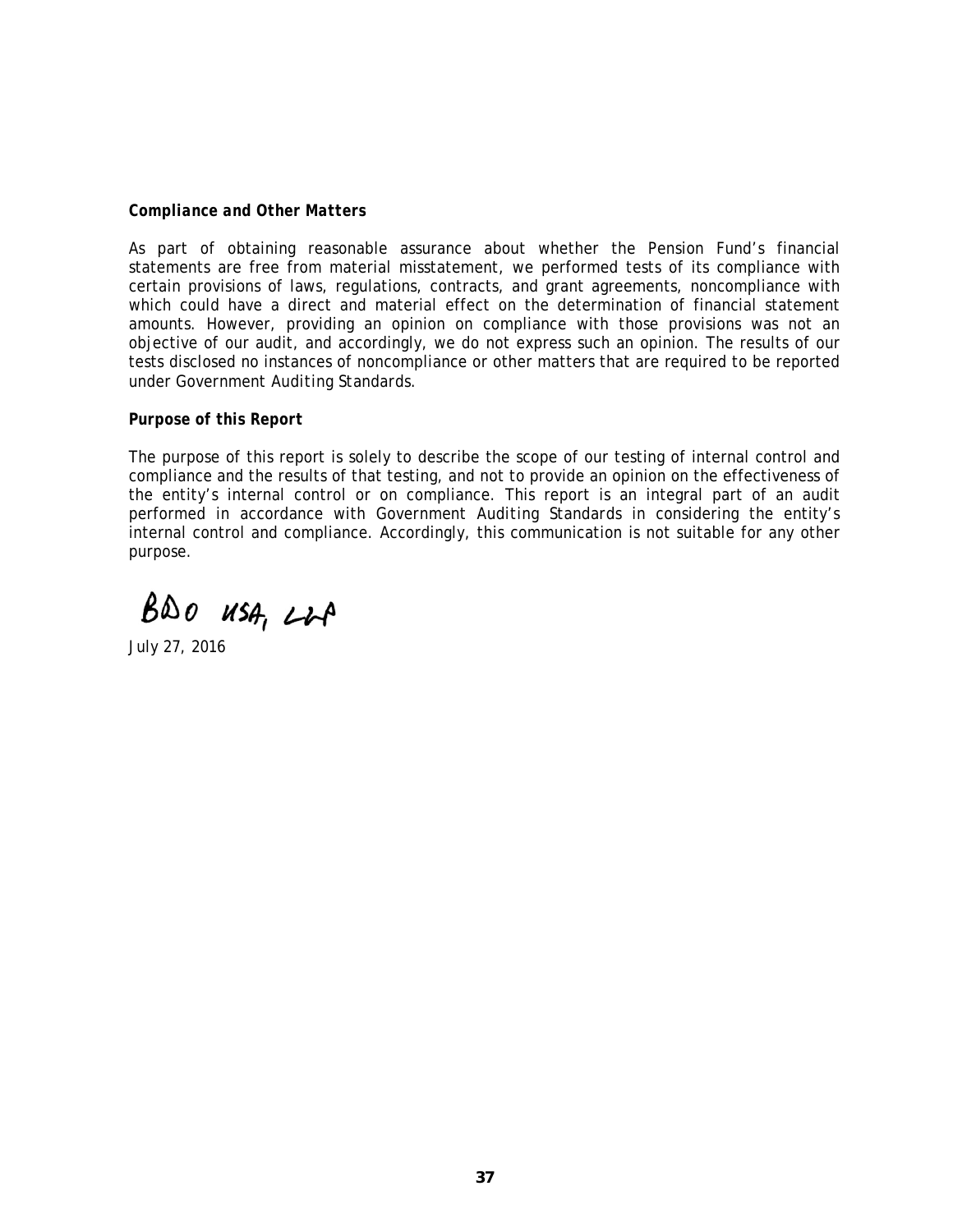***Compliance and Other Matters***

As part of obtaining reasonable assurance about whether the Pension Fund's financial statements are free from material misstatement, we performed tests of its compliance with certain provisions of laws, regulations, contracts, and grant agreements, noncompliance with which could have a direct and material effect on the determination of financial statement amounts. However, providing an opinion on compliance with those provisions was not an objective of our audit, and accordingly, we do not express such an opinion. The results of our tests disclosed no instances of noncompliance or other matters that are required to be reported under *Government Auditing Standards*.

***Purpose of this Report***

The purpose of this report is solely to describe the scope of our testing of internal control and compliance and the results of that testing, and not to provide an opinion on the effectiveness of the entity's internal control or on compliance. This report is an integral part of an audit performed in accordance with *Government Auditing Standards* in considering the entity's internal control and compliance. Accordingly, this communication is not suitable for any other purpose.

BDO USA, LLP

July 27, 2016